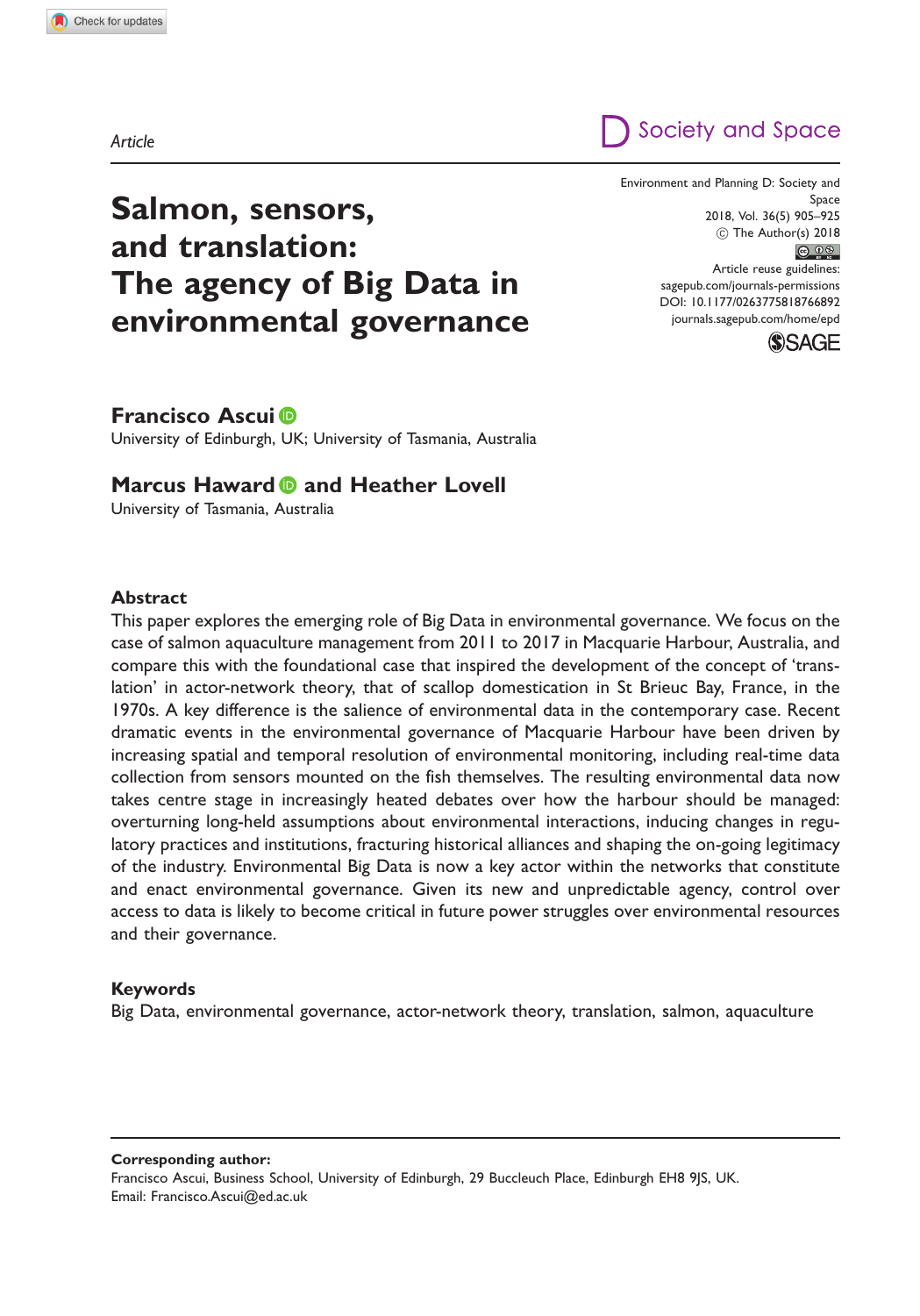Article

# Salmon, sensors, and translation: The agency of Big Data in environmental governance

**Francisco Ascui**
University of Edinburgh, UK; University of Tasmania, Australia

**Marcus Haward and Heather Lovell**
University of Tasmania, Australia

## Abstract

This paper explores the emerging role of Big Data in environmental governance. We focus on the case of salmon aquaculture management from 2011 to 2017 in Macquarie Harbour, Australia, and compare this with the foundational case that inspired the development of the concept of 'translation' in actor-network theory, that of scallop domestication in St Brieuc Bay, France, in the 1970s. A key difference is the salience of environmental data in the contemporary case. Recent dramatic events in the environmental governance of Macquarie Harbour have been driven by increasing spatial and temporal resolution of environmental monitoring, including real-time data collection from sensors mounted on the fish themselves. The resulting environmental data now takes centre stage in increasingly heated debates over how the harbour should be managed: overturning long-held assumptions about environmental interactions, inducing changes in regulatory practices and institutions, fracturing historical alliances and shaping the on-going legitimacy of the industry. Environmental Big Data is now a key actor within the networks that constitute and enact environmental governance. Given its new and unpredictable agency, control over access to data is likely to become critical in future power struggles over environmental resources and their governance.

## Keywords

Big Data, environmental governance, actor-network theory, translation, salmon, aquaculture

**Corresponding author:**
Francisco Ascui, Business School, University of Edinburgh, 29 Buccleuch Place, Edinburgh EH8 9JS, UK.
Email: Francisco.Ascui@ed.ac.uk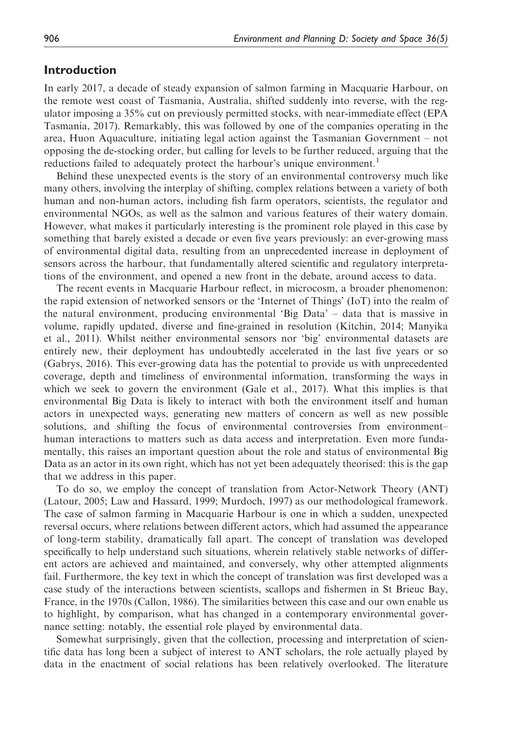## Introduction

In early 2017, a decade of steady expansion of salmon farming in Macquarie Harbour, on the remote west coast of Tasmania, Australia, shifted suddenly into reverse, with the regulator imposing a 35% cut on previously permitted stocks, with near-immediate effect (EPA Tasmania, 2017). Remarkably, this was followed by one of the companies operating in the area, Huon Aquaculture, initiating legal action against the Tasmanian Government – not opposing the de-stocking order, but calling for levels to be further reduced, arguing that the reductions failed to adequately protect the harbour's unique environment.[1]

Behind these unexpected events is the story of an environmental controversy much like many others, involving the interplay of shifting, complex relations between a variety of both human and non-human actors, including fish farm operators, scientists, the regulator and environmental NGOs, as well as the salmon and various features of their watery domain. However, what makes it particularly interesting is the prominent role played in this case by something that barely existed a decade or even five years previously: an ever-growing mass of environmental digital data, resulting from an unprecedented increase in deployment of sensors across the harbour, that fundamentally altered scientific and regulatory interpretations of the environment, and opened a new front in the debate, around access to data.

The recent events in Macquarie Harbour reflect, in microcosm, a broader phenomenon: the rapid extension of networked sensors or the 'Internet of Things' (IoT) into the realm of the natural environment, producing environmental 'Big Data' – data that is massive in volume, rapidly updated, diverse and fine-grained in resolution (Kitchin, 2014; Manyika et al., 2011). Whilst neither environmental sensors nor 'big' environmental datasets are entirely new, their deployment has undoubtedly accelerated in the last five years or so (Gabrys, 2016). This ever-growing data has the potential to provide us with unprecedented coverage, depth and timeliness of environmental information, transforming the ways in which we seek to govern the environment (Gale et al., 2017). What this implies is that environmental Big Data is likely to interact with both the environment itself and human actors in unexpected ways, generating new matters of concern as well as new possible solutions, and shifting the focus of environmental controversies from environment–human interactions to matters such as data access and interpretation. Even more fundamentally, this raises an important question about the role and status of environmental Big Data as an actor in its own right, which has not yet been adequately theorised: this is the gap that we address in this paper.

To do so, we employ the concept of translation from Actor-Network Theory (ANT) (Latour, 2005; Law and Hassard, 1999; Murdoch, 1997) as our methodological framework. The case of salmon farming in Macquarie Harbour is one in which a sudden, unexpected reversal occurs, where relations between different actors, which had assumed the appearance of long-term stability, dramatically fall apart. The concept of translation was developed specifically to help understand such situations, wherein relatively stable networks of different actors are achieved and maintained, and conversely, why other attempted alignments fail. Furthermore, the key text in which the concept of translation was first developed was a case study of the interactions between scientists, scallops and fishermen in St Brieuc Bay, France, in the 1970s (Callon, 1986). The similarities between this case and our own enable us to highlight, by comparison, what has changed in a contemporary environmental governance setting: notably, the essential role played by environmental data.

Somewhat surprisingly, given that the collection, processing and interpretation of scientific data has long been a subject of interest to ANT scholars, the role actually played by data in the enactment of social relations has been relatively overlooked. The literature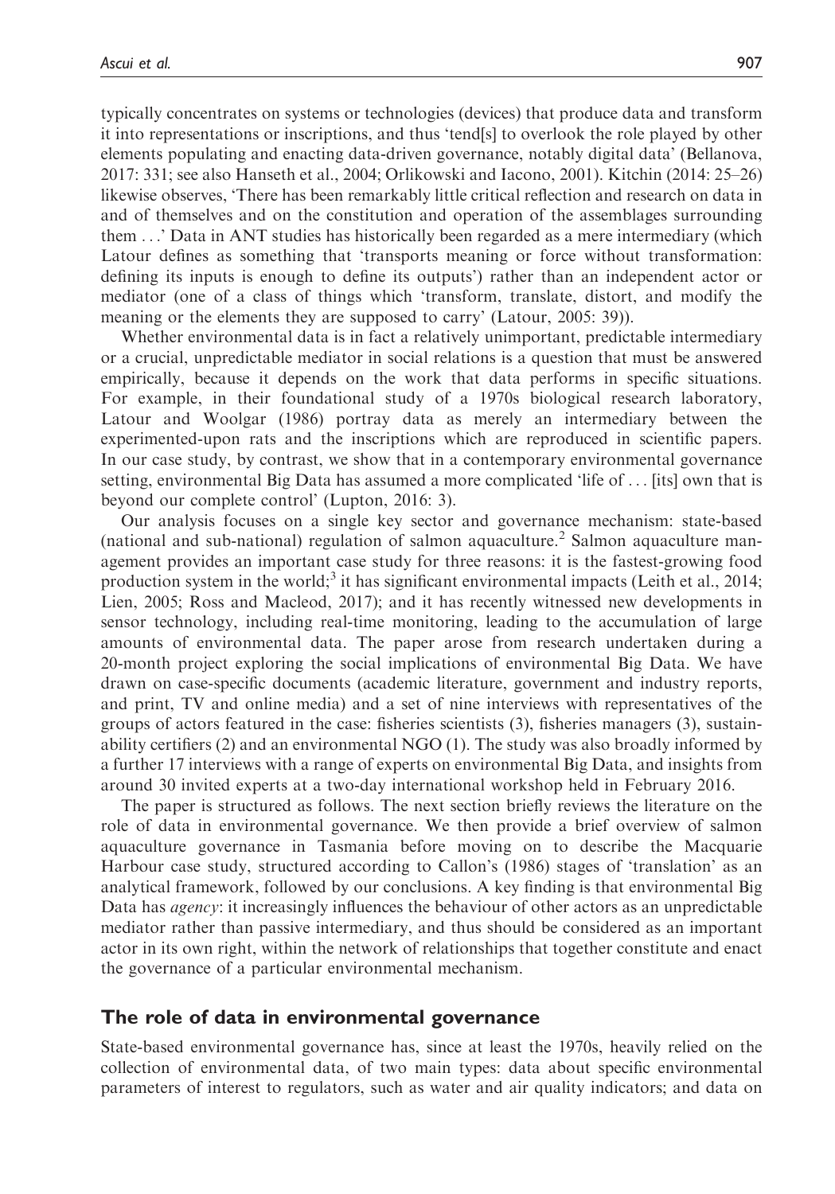typically concentrates on systems or technologies (devices) that produce data and transform it into representations or inscriptions, and thus 'tend[s] to overlook the role played by other elements populating and enacting data-driven governance, notably digital data' (Bellanova, 2017: 331; see also Hanseth et al., 2004; Orlikowski and Iacono, 2001). Kitchin (2014: 25–26) likewise observes, 'There has been remarkably little critical reflection and research on data in and of themselves and on the constitution and operation of the assemblages surrounding them . . .' Data in ANT studies has historically been regarded as a mere intermediary (which Latour defines as something that 'transports meaning or force without transformation: defining its inputs is enough to define its outputs') rather than an independent actor or mediator (one of a class of things which 'transform, translate, distort, and modify the meaning or the elements they are supposed to carry' (Latour, 2005: 39)).

Whether environmental data is in fact a relatively unimportant, predictable intermediary or a crucial, unpredictable mediator in social relations is a question that must be answered empirically, because it depends on the work that data performs in specific situations. For example, in their foundational study of a 1970s biological research laboratory, Latour and Woolgar (1986) portray data as merely an intermediary between the experimented-upon rats and the inscriptions which are reproduced in scientific papers. In our case study, by contrast, we show that in a contemporary environmental governance setting, environmental Big Data has assumed a more complicated 'life of . . . [its] own that is beyond our complete control' (Lupton, 2016: 3).

Our analysis focuses on a single key sector and governance mechanism: state-based (national and sub-national) regulation of salmon aquaculture.[2] Salmon aquaculture management provides an important case study for three reasons: it is the fastest-growing food production system in the world;[3] it has significant environmental impacts (Leith et al., 2014; Lien, 2005; Ross and Macleod, 2017); and it has recently witnessed new developments in sensor technology, including real-time monitoring, leading to the accumulation of large amounts of environmental data. The paper arose from research undertaken during a 20-month project exploring the social implications of environmental Big Data. We have drawn on case-specific documents (academic literature, government and industry reports, and print, TV and online media) and a set of nine interviews with representatives of the groups of actors featured in the case: fisheries scientists (3), fisheries managers (3), sustainability certifiers (2) and an environmental NGO (1). The study was also broadly informed by a further 17 interviews with a range of experts on environmental Big Data, and insights from around 30 invited experts at a two-day international workshop held in February 2016.

The paper is structured as follows. The next section briefly reviews the literature on the role of data in environmental governance. We then provide a brief overview of salmon aquaculture governance in Tasmania before moving on to describe the Macquarie Harbour case study, structured according to Callon's (1986) stages of 'translation' as an analytical framework, followed by our conclusions. A key finding is that environmental Big Data has *agency*: it increasingly influences the behaviour of other actors as an unpredictable mediator rather than passive intermediary, and thus should be considered as an important actor in its own right, within the network of relationships that together constitute and enact the governance of a particular environmental mechanism.

## The role of data in environmental governance

State-based environmental governance has, since at least the 1970s, heavily relied on the collection of environmental data, of two main types: data about specific environmental parameters of interest to regulators, such as water and air quality indicators; and data on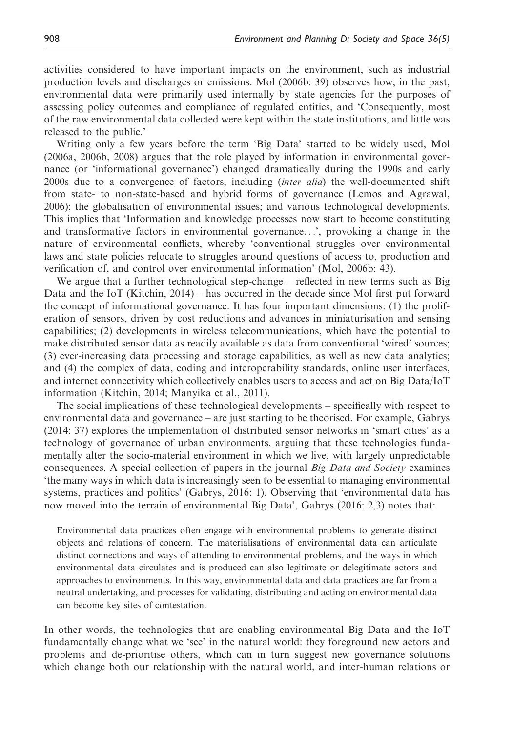activities considered to have important impacts on the environment, such as industrial production levels and discharges or emissions. Mol (2006b: 39) observes how, in the past, environmental data were primarily used internally by state agencies for the purposes of assessing policy outcomes and compliance of regulated entities, and 'Consequently, most of the raw environmental data collected were kept within the state institutions, and little was released to the public.'

Writing only a few years before the term 'Big Data' started to be widely used, Mol (2006a, 2006b, 2008) argues that the role played by information in environmental governance (or 'informational governance') changed dramatically during the 1990s and early 2000s due to a convergence of factors, including (*inter alia*) the well-documented shift from state- to non-state-based and hybrid forms of governance (Lemos and Agrawal, 2006); the globalisation of environmental issues; and various technological developments. This implies that 'Information and knowledge processes now start to become constituting and transformative factors in environmental governance...', provoking a change in the nature of environmental conflicts, whereby 'conventional struggles over environmental laws and state policies relocate to struggles around questions of access to, production and verification of, and control over environmental information' (Mol, 2006b: 43).

We argue that a further technological step-change – reflected in new terms such as Big Data and the IoT (Kitchin, 2014) – has occurred in the decade since Mol first put forward the concept of informational governance. It has four important dimensions: (1) the proliferation of sensors, driven by cost reductions and advances in miniaturisation and sensing capabilities; (2) developments in wireless telecommunications, which have the potential to make distributed sensor data as readily available as data from conventional 'wired' sources; (3) ever-increasing data processing and storage capabilities, as well as new data analytics; and (4) the complex of data, coding and interoperability standards, online user interfaces, and internet connectivity which collectively enables users to access and act on Big Data/IoT information (Kitchin, 2014; Manyika et al., 2011).

The social implications of these technological developments – specifically with respect to environmental data and governance – are just starting to be theorised. For example, Gabrys (2014: 37) explores the implementation of distributed sensor networks in 'smart cities' as a technology of governance of urban environments, arguing that these technologies fundamentally alter the socio-material environment in which we live, with largely unpredictable consequences. A special collection of papers in the journal *Big Data and Society* examines 'the many ways in which data is increasingly seen to be essential to managing environmental systems, practices and politics' (Gabrys, 2016: 1). Observing that 'environmental data has now moved into the terrain of environmental Big Data', Gabrys (2016: 2,3) notes that:

> Environmental data practices often engage with environmental problems to generate distinct objects and relations of concern. The materialisations of environmental data can articulate distinct connections and ways of attending to environmental problems, and the ways in which environmental data circulates and is produced can also legitimate or delegitimate actors and approaches to environments. In this way, environmental data and data practices are far from a neutral undertaking, and processes for validating, distributing and acting on environmental data can become key sites of contestation.

In other words, the technologies that are enabling environmental Big Data and the IoT fundamentally change what we 'see' in the natural world: they foreground new actors and problems and de-prioritise others, which can in turn suggest new governance solutions which change both our relationship with the natural world, and inter-human relations or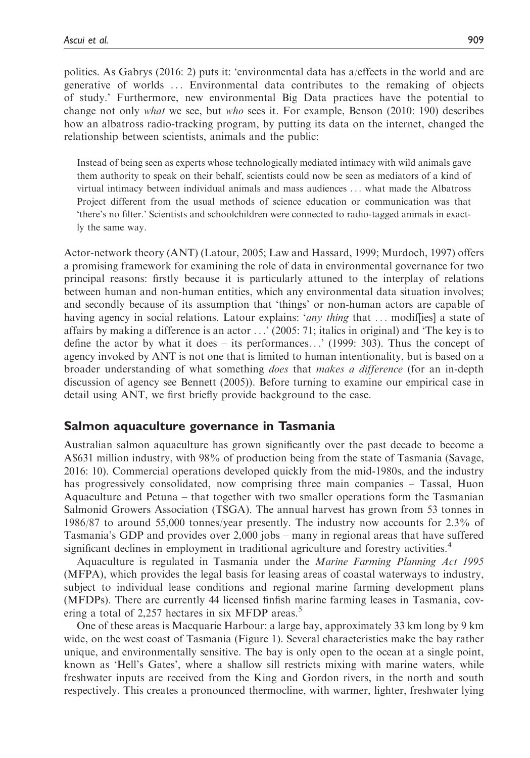politics. As Gabrys (2016: 2) puts it: 'environmental data has a/effects in the world and are generative of worlds ... Environmental data contributes to the remaking of objects of study.' Furthermore, new environmental Big Data practices have the potential to change not only *what* we see, but *who* sees it. For example, Benson (2010: 190) describes how an albatross radio-tracking program, by putting its data on the internet, changed the relationship between scientists, animals and the public:

> Instead of being seen as experts whose technologically mediated intimacy with wild animals gave them authority to speak on their behalf, scientists could now be seen as mediators of a kind of virtual intimacy between individual animals and mass audiences ... what made the Albatross Project different from the usual methods of science education or communication was that 'there's no filter.' Scientists and schoolchildren were connected to radio-tagged animals in exactly the same way.

Actor-network theory (ANT) (Latour, 2005; Law and Hassard, 1999; Murdoch, 1997) offers a promising framework for examining the role of data in environmental governance for two principal reasons: firstly because it is particularly attuned to the interplay of relations between human and non-human entities, which any environmental data situation involves; and secondly because of its assumption that 'things' or non-human actors are capable of having agency in social relations. Latour explains: '*any thing* that ... modif[ies] a state of affairs by making a difference is an actor ...' (2005: 71; italics in original) and 'The key is to define the actor by what it does – its performances...' (1999: 303). Thus the concept of agency invoked by ANT is not one that is limited to human intentionality, but is based on a broader understanding of what something *does* that *makes a difference* (for an in-depth discussion of agency see Bennett (2005)). Before turning to examine our empirical case in detail using ANT, we first briefly provide background to the case.

## Salmon aquaculture governance in Tasmania

Australian salmon aquaculture has grown significantly over the past decade to become a A$631 million industry, with 98% of production being from the state of Tasmania (Savage, 2016: 10). Commercial operations developed quickly from the mid-1980s, and the industry has progressively consolidated, now comprising three main companies – Tassal, Huon Aquaculture and Petuna – that together with two smaller operations form the Tasmanian Salmonid Growers Association (TSGA). The annual harvest has grown from 53 tonnes in 1986/87 to around 55,000 tonnes/year presently. The industry now accounts for 2.3% of Tasmania's GDP and provides over 2,000 jobs – many in regional areas that have suffered significant declines in employment in traditional agriculture and forestry activities.[4]

Aquaculture is regulated in Tasmania under the *Marine Farming Planning Act 1995* (MFPA), which provides the legal basis for leasing areas of coastal waterways to industry, subject to individual lease conditions and regional marine farming development plans (MFDPs). There are currently 44 licensed finfish marine farming leases in Tasmania, covering a total of 2,257 hectares in six MFDP areas.[5]

One of these areas is Macquarie Harbour: a large bay, approximately 33 km long by 9 km wide, on the west coast of Tasmania (Figure 1). Several characteristics make the bay rather unique, and environmentally sensitive. The bay is only open to the ocean at a single point, known as 'Hell's Gates', where a shallow sill restricts mixing with marine waters, while freshwater inputs are received from the King and Gordon rivers, in the north and south respectively. This creates a pronounced thermocline, with warmer, lighter, freshwater lying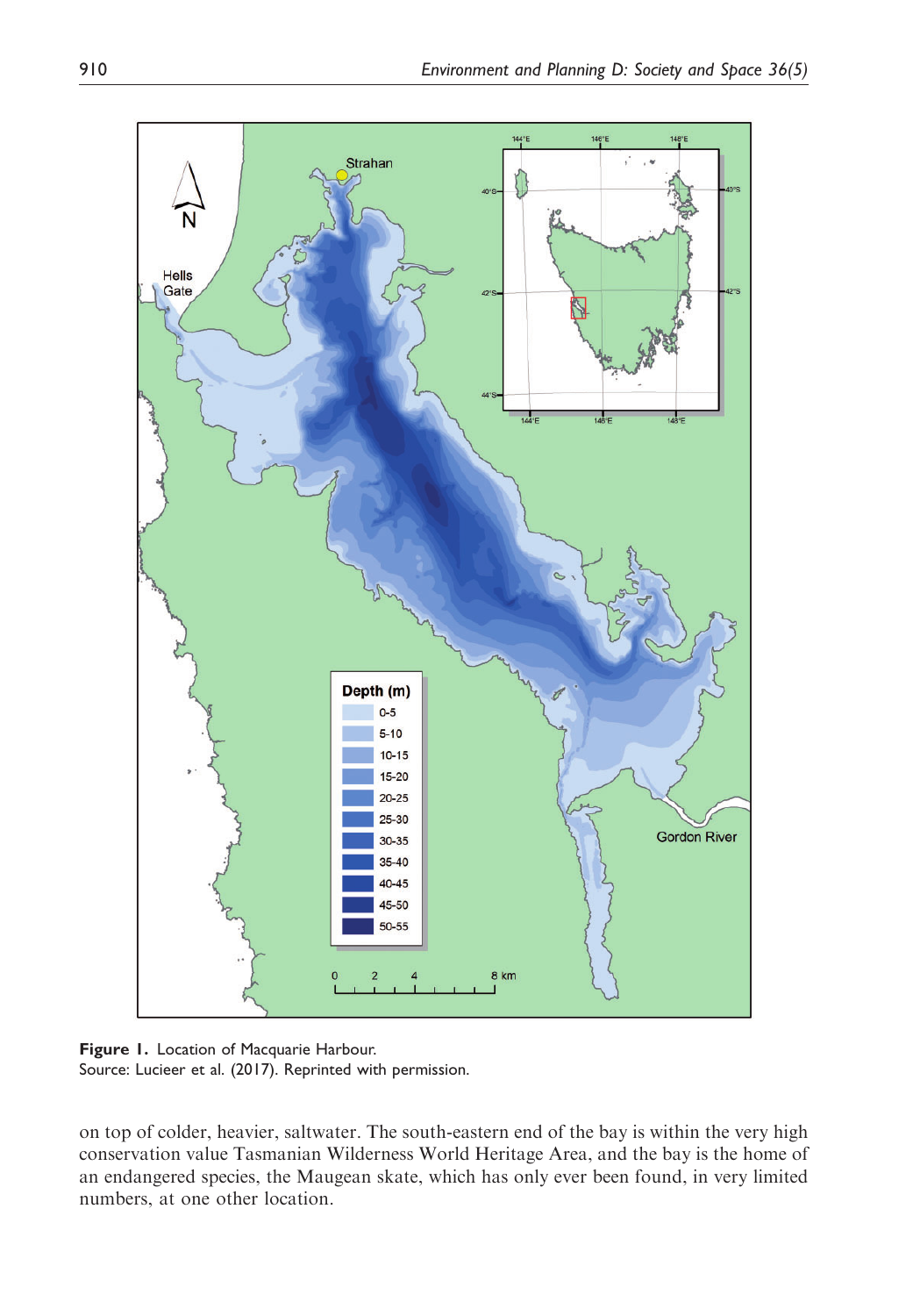Figure 1. Location of Macquarie Harbour.
Source: Lucieer et al. (2017). Reprinted with permission.

on top of colder, heavier, saltwater. The south-eastern end of the bay is within the very high conservation value Tasmanian Wilderness World Heritage Area, and the bay is the home of an endangered species, the Maugean skate, which has only ever been found, in very limited numbers, at one other location.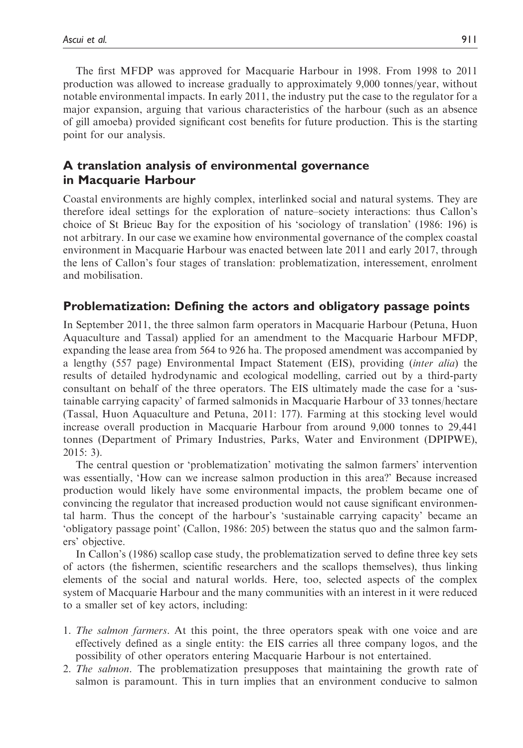The first MFDP was approved for Macquarie Harbour in 1998. From 1998 to 2011 production was allowed to increase gradually to approximately 9,000 tonnes/year, without notable environmental impacts. In early 2011, the industry put the case to the regulator for a major expansion, arguing that various characteristics of the harbour (such as an absence of gill amoeba) provided significant cost benefits for future production. This is the starting point for our analysis.

## A translation analysis of environmental governance in Macquarie Harbour

Coastal environments are highly complex, interlinked social and natural systems. They are therefore ideal settings for the exploration of nature–society interactions: thus Callon's choice of St Brieuc Bay for the exposition of his 'sociology of translation' (1986: 196) is not arbitrary. In our case we examine how environmental governance of the complex coastal environment in Macquarie Harbour was enacted between late 2011 and early 2017, through the lens of Callon's four stages of translation: problematization, interessement, enrolment and mobilisation.

## Problematization: Defining the actors and obligatory passage points

In September 2011, the three salmon farm operators in Macquarie Harbour (Petuna, Huon Aquaculture and Tassal) applied for an amendment to the Macquarie Harbour MFDP, expanding the lease area from 564 to 926 ha. The proposed amendment was accompanied by a lengthy (557 page) Environmental Impact Statement (EIS), providing (*inter alia*) the results of detailed hydrodynamic and ecological modelling, carried out by a third-party consultant on behalf of the three operators. The EIS ultimately made the case for a 'sustainable carrying capacity' of farmed salmonids in Macquarie Harbour of 33 tonnes/hectare (Tassal, Huon Aquaculture and Petuna, 2011: 177). Farming at this stocking level would increase overall production in Macquarie Harbour from around 9,000 tonnes to 29,441 tonnes (Department of Primary Industries, Parks, Water and Environment (DPIPWE), 2015: 3).

The central question or 'problematization' motivating the salmon farmers' intervention was essentially, 'How can we increase salmon production in this area?' Because increased production would likely have some environmental impacts, the problem became one of convincing the regulator that increased production would not cause significant environmental harm. Thus the concept of the harbour's 'sustainable carrying capacity' became an 'obligatory passage point' (Callon, 1986: 205) between the status quo and the salmon farmers' objective.

In Callon's (1986) scallop case study, the problematization served to define three key sets of actors (the fishermen, scientific researchers and the scallops themselves), thus linking elements of the social and natural worlds. Here, too, selected aspects of the complex system of Macquarie Harbour and the many communities with an interest in it were reduced to a smaller set of key actors, including:

1. *The salmon farmers*. At this point, the three operators speak with one voice and are effectively defined as a single entity: the EIS carries all three company logos, and the possibility of other operators entering Macquarie Harbour is not entertained.
2. *The salmon*. The problematization presupposes that maintaining the growth rate of salmon is paramount. This in turn implies that an environment conducive to salmon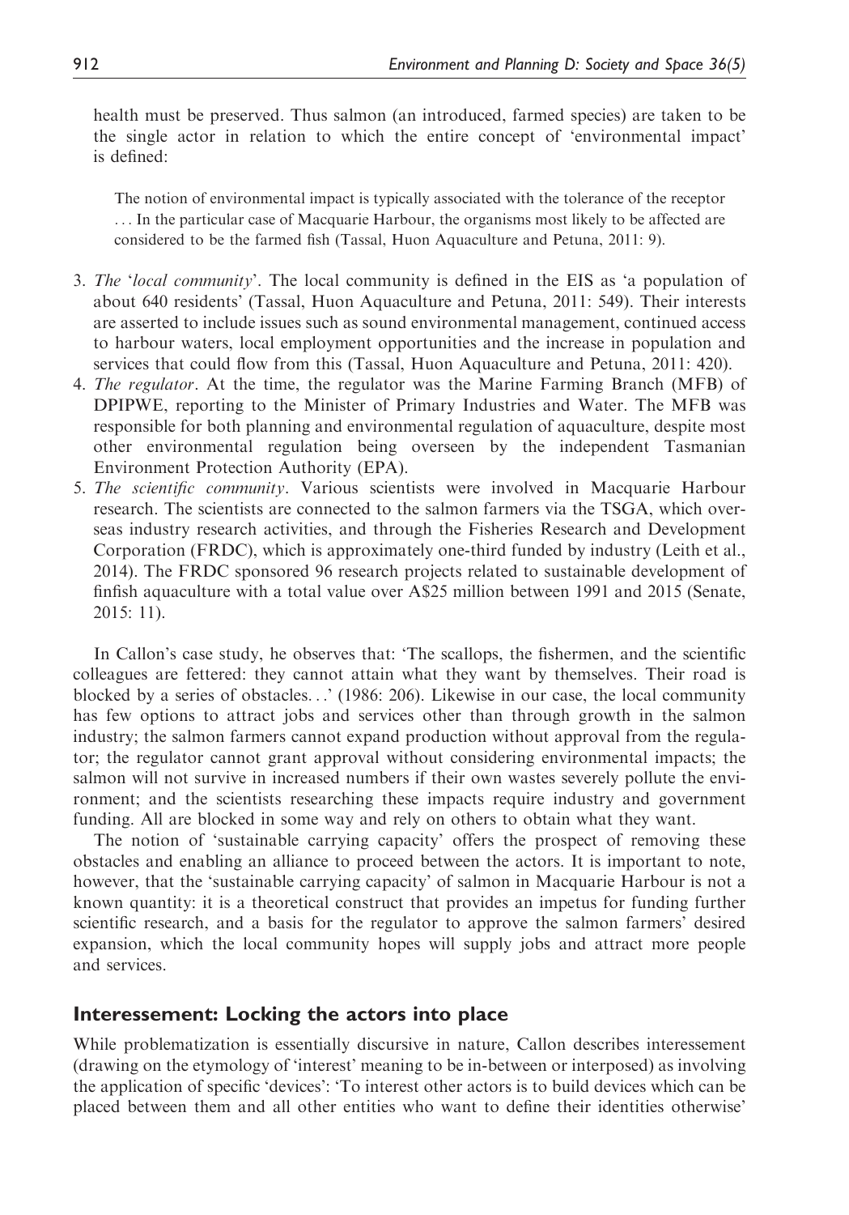health must be preserved. Thus salmon (an introduced, farmed species) are taken to be the single actor in relation to which the entire concept of 'environmental impact' is defined:

> The notion of environmental impact is typically associated with the tolerance of the receptor . . . In the particular case of Macquarie Harbour, the organisms most likely to be affected are considered to be the farmed fish (Tassal, Huon Aquaculture and Petuna, 2011: 9).

3. *The 'local community'*. The local community is defined in the EIS as 'a population of about 640 residents' (Tassal, Huon Aquaculture and Petuna, 2011: 549). Their interests are asserted to include issues such as sound environmental management, continued access to harbour waters, local employment opportunities and the increase in population and services that could flow from this (Tassal, Huon Aquaculture and Petuna, 2011: 420).
4. *The regulator*. At the time, the regulator was the Marine Farming Branch (MFB) of DPIPWE, reporting to the Minister of Primary Industries and Water. The MFB was responsible for both planning and environmental regulation of aquaculture, despite most other environmental regulation being overseen by the independent Tasmanian Environment Protection Authority (EPA).
5. *The scientific community*. Various scientists were involved in Macquarie Harbour research. The scientists are connected to the salmon farmers via the TSGA, which overseas industry research activities, and through the Fisheries Research and Development Corporation (FRDC), which is approximately one-third funded by industry (Leith et al., 2014). The FRDC sponsored 96 research projects related to sustainable development of finfish aquaculture with a total value over A$25 million between 1991 and 2015 (Senate, 2015: 11).

In Callon's case study, he observes that: 'The scallops, the fishermen, and the scientific colleagues are fettered: they cannot attain what they want by themselves. Their road is blocked by a series of obstacles...' (1986: 206). Likewise in our case, the local community has few options to attract jobs and services other than through growth in the salmon industry; the salmon farmers cannot expand production without approval from the regulator; the regulator cannot grant approval without considering environmental impacts; the salmon will not survive in increased numbers if their own wastes severely pollute the environment; and the scientists researching these impacts require industry and government funding. All are blocked in some way and rely on others to obtain what they want.

The notion of 'sustainable carrying capacity' offers the prospect of removing these obstacles and enabling an alliance to proceed between the actors. It is important to note, however, that the 'sustainable carrying capacity' of salmon in Macquarie Harbour is not a known quantity: it is a theoretical construct that provides an impetus for funding further scientific research, and a basis for the regulator to approve the salmon farmers' desired expansion, which the local community hopes will supply jobs and attract more people and services.

## Interessement: Locking the actors into place

While problematization is essentially discursive in nature, Callon describes interessement (drawing on the etymology of 'interest' meaning to be in-between or interposed) as involving the application of specific 'devices': 'To interest other actors is to build devices which can be placed between them and all other entities who want to define their identities otherwise'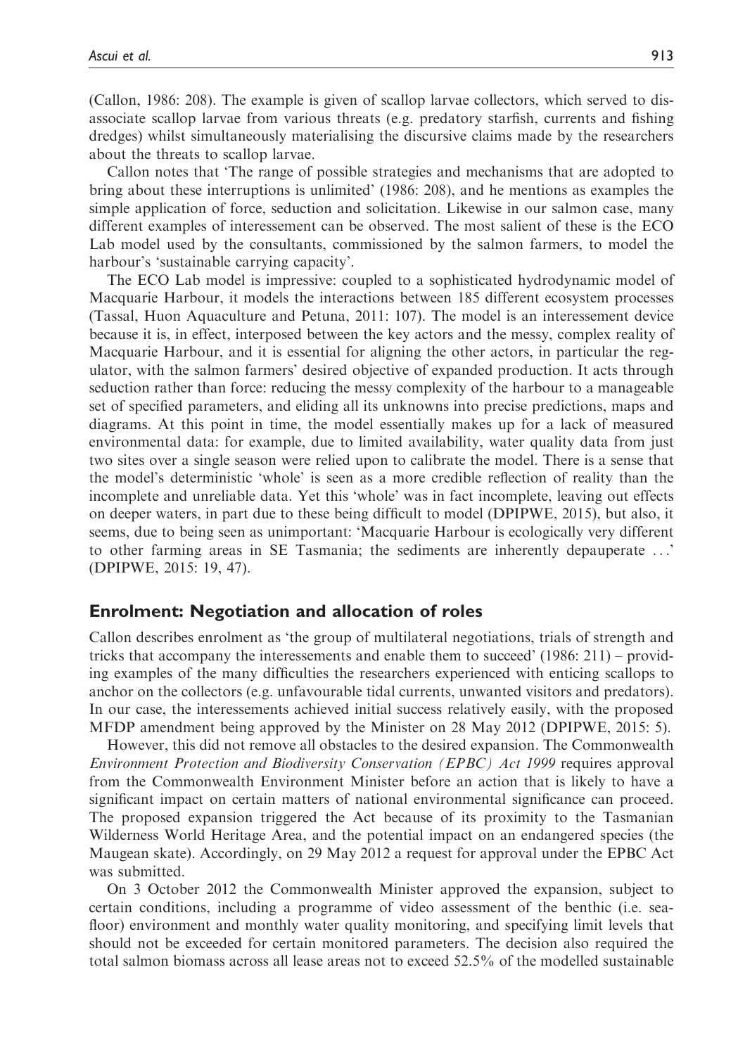(Callon, 1986: 208). The example is given of scallop larvae collectors, which served to disassociate scallop larvae from various threats (e.g. predatory starfish, currents and fishing dredges) whilst simultaneously materialising the discursive claims made by the researchers about the threats to scallop larvae.

Callon notes that 'The range of possible strategies and mechanisms that are adopted to bring about these interruptions is unlimited' (1986: 208), and he mentions as examples the simple application of force, seduction and solicitation. Likewise in our salmon case, many different examples of interessement can be observed. The most salient of these is the ECO Lab model used by the consultants, commissioned by the salmon farmers, to model the harbour's 'sustainable carrying capacity'.

The ECO Lab model is impressive: coupled to a sophisticated hydrodynamic model of Macquarie Harbour, it models the interactions between 185 different ecosystem processes (Tassal, Huon Aquaculture and Petuna, 2011: 107). The model is an interessement device because it is, in effect, interposed between the key actors and the messy, complex reality of Macquarie Harbour, and it is essential for aligning the other actors, in particular the regulator, with the salmon farmers' desired objective of expanded production. It acts through seduction rather than force: reducing the messy complexity of the harbour to a manageable set of specified parameters, and eliding all its unknowns into precise predictions, maps and diagrams. At this point in time, the model essentially makes up for a lack of measured environmental data: for example, due to limited availability, water quality data from just two sites over a single season were relied upon to calibrate the model. There is a sense that the model's deterministic 'whole' is seen as a more credible reflection of reality than the incomplete and unreliable data. Yet this 'whole' was in fact incomplete, leaving out effects on deeper waters, in part due to these being difficult to model (DPIPWE, 2015), but also, it seems, due to being seen as unimportant: 'Macquarie Harbour is ecologically very different to other farming areas in SE Tasmania; the sediments are inherently depauperate ...' (DPIPWE, 2015: 19, 47).

## Enrolment: Negotiation and allocation of roles

Callon describes enrolment as 'the group of multilateral negotiations, trials of strength and tricks that accompany the interessements and enable them to succeed' (1986: 211) – providing examples of the many difficulties the researchers experienced with enticing scallops to anchor on the collectors (e.g. unfavourable tidal currents, unwanted visitors and predators). In our case, the interessements achieved initial success relatively easily, with the proposed MFDP amendment being approved by the Minister on 28 May 2012 (DPIPWE, 2015: 5).

However, this did not remove all obstacles to the desired expansion. The Commonwealth *Environment Protection and Biodiversity Conservation (EPBC) Act 1999* requires approval from the Commonwealth Environment Minister before an action that is likely to have a significant impact on certain matters of national environmental significance can proceed. The proposed expansion triggered the Act because of its proximity to the Tasmanian Wilderness World Heritage Area, and the potential impact on an endangered species (the Maugean skate). Accordingly, on 29 May 2012 a request for approval under the EPBC Act was submitted.

On 3 October 2012 the Commonwealth Minister approved the expansion, subject to certain conditions, including a programme of video assessment of the benthic (i.e. seafloor) environment and monthly water quality monitoring, and specifying limit levels that should not be exceeded for certain monitored parameters. The decision also required the total salmon biomass across all lease areas not to exceed 52.5% of the modelled sustainable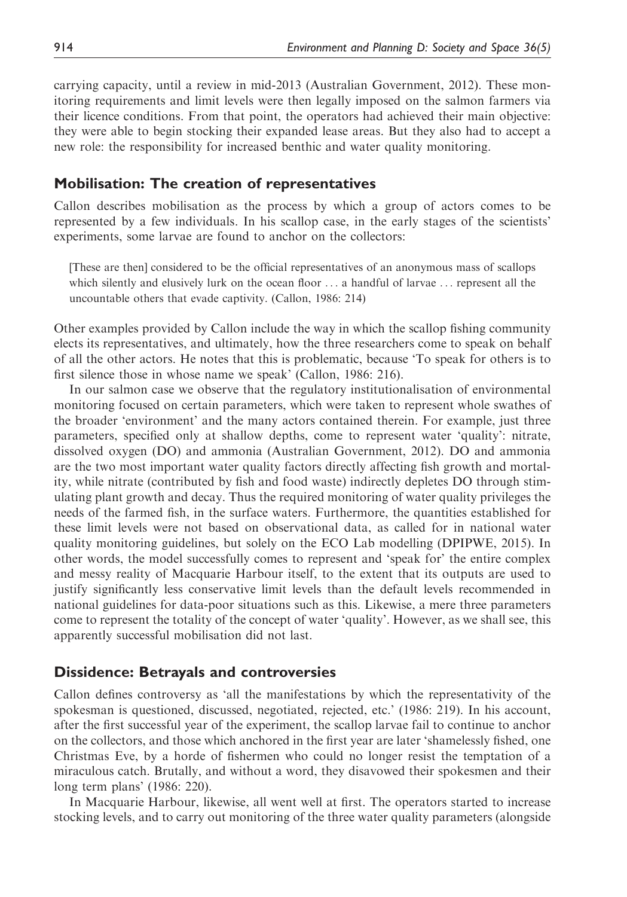carrying capacity, until a review in mid-2013 (Australian Government, 2012). These monitoring requirements and limit levels were then legally imposed on the salmon farmers via their licence conditions. From that point, the operators had achieved their main objective: they were able to begin stocking their expanded lease areas. But they also had to accept a new role: the responsibility for increased benthic and water quality monitoring.

## Mobilisation: The creation of representatives

Callon describes mobilisation as the process by which a group of actors comes to be represented by a few individuals. In his scallop case, in the early stages of the scientists' experiments, some larvae are found to anchor on the collectors:

> [These are then] considered to be the official representatives of an anonymous mass of scallops which silently and elusively lurk on the ocean floor ... a handful of larvae ... represent all the uncountable others that evade captivity. (Callon, 1986: 214)

Other examples provided by Callon include the way in which the scallop fishing community elects its representatives, and ultimately, how the three researchers come to speak on behalf of all the other actors. He notes that this is problematic, because 'To speak for others is to first silence those in whose name we speak' (Callon, 1986: 216).

In our salmon case we observe that the regulatory institutionalisation of environmental monitoring focused on certain parameters, which were taken to represent whole swathes of the broader 'environment' and the many actors contained therein. For example, just three parameters, specified only at shallow depths, come to represent water 'quality': nitrate, dissolved oxygen (DO) and ammonia (Australian Government, 2012). DO and ammonia are the two most important water quality factors directly affecting fish growth and mortality, while nitrate (contributed by fish and food waste) indirectly depletes DO through stimulating plant growth and decay. Thus the required monitoring of water quality privileges the needs of the farmed fish, in the surface waters. Furthermore, the quantities established for these limit levels were not based on observational data, as called for in national water quality monitoring guidelines, but solely on the ECO Lab modelling (DPIPWE, 2015). In other words, the model successfully comes to represent and 'speak for' the entire complex and messy reality of Macquarie Harbour itself, to the extent that its outputs are used to justify significantly less conservative limit levels than the default levels recommended in national guidelines for data-poor situations such as this. Likewise, a mere three parameters come to represent the totality of the concept of water 'quality'. However, as we shall see, this apparently successful mobilisation did not last.

## Dissidence: Betrayals and controversies

Callon defines controversy as 'all the manifestations by which the representativity of the spokesman is questioned, discussed, negotiated, rejected, etc.' (1986: 219). In his account, after the first successful year of the experiment, the scallop larvae fail to continue to anchor on the collectors, and those which anchored in the first year are later 'shamelessly fished, one Christmas Eve, by a horde of fishermen who could no longer resist the temptation of a miraculous catch. Brutally, and without a word, they disavowed their spokesmen and their long term plans' (1986: 220).

In Macquarie Harbour, likewise, all went well at first. The operators started to increase stocking levels, and to carry out monitoring of the three water quality parameters (alongside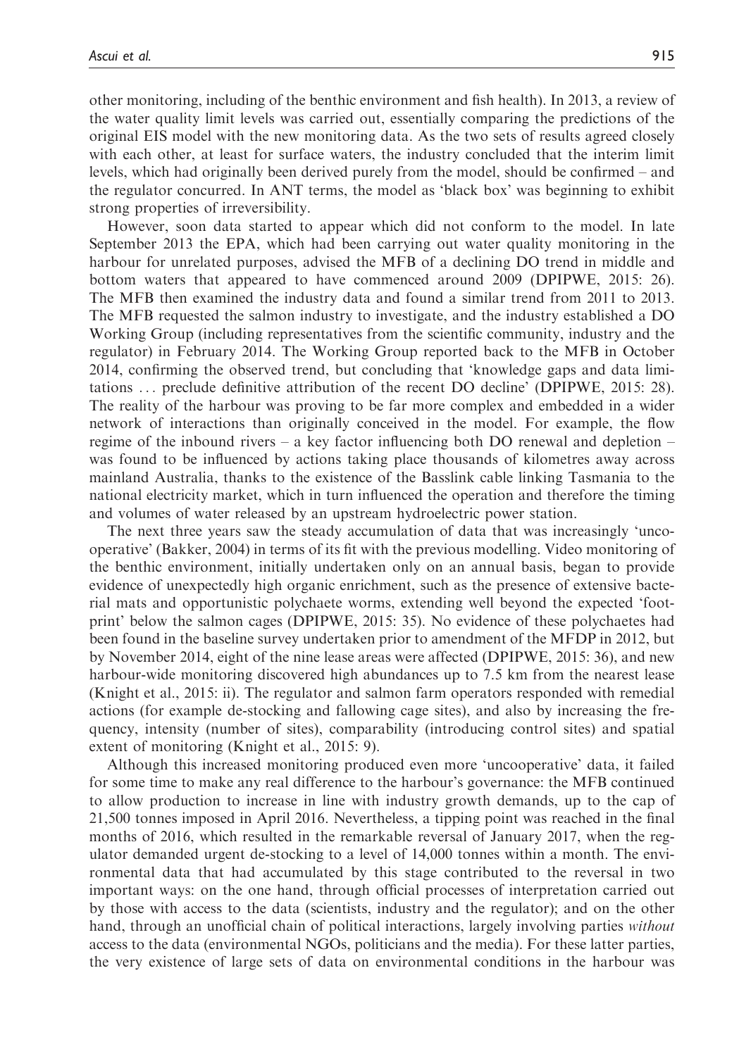other monitoring, including of the benthic environment and fish health). In 2013, a review of the water quality limit levels was carried out, essentially comparing the predictions of the original EIS model with the new monitoring data. As the two sets of results agreed closely with each other, at least for surface waters, the industry concluded that the interim limit levels, which had originally been derived purely from the model, should be confirmed – and the regulator concurred. In ANT terms, the model as 'black box' was beginning to exhibit strong properties of irreversibility.

However, soon data started to appear which did not conform to the model. In late September 2013 the EPA, which had been carrying out water quality monitoring in the harbour for unrelated purposes, advised the MFB of a declining DO trend in middle and bottom waters that appeared to have commenced around 2009 (DPIPWE, 2015: 26). The MFB then examined the industry data and found a similar trend from 2011 to 2013. The MFB requested the salmon industry to investigate, and the industry established a DO Working Group (including representatives from the scientific community, industry and the regulator) in February 2014. The Working Group reported back to the MFB in October 2014, confirming the observed trend, but concluding that 'knowledge gaps and data limitations ... preclude definitive attribution of the recent DO decline' (DPIPWE, 2015: 28). The reality of the harbour was proving to be far more complex and embedded in a wider network of interactions than originally conceived in the model. For example, the flow regime of the inbound rivers – a key factor influencing both DO renewal and depletion – was found to be influenced by actions taking place thousands of kilometres away across mainland Australia, thanks to the existence of the Basslink cable linking Tasmania to the national electricity market, which in turn influenced the operation and therefore the timing and volumes of water released by an upstream hydroelectric power station.

The next three years saw the steady accumulation of data that was increasingly 'uncooperative' (Bakker, 2004) in terms of its fit with the previous modelling. Video monitoring of the benthic environment, initially undertaken only on an annual basis, began to provide evidence of unexpectedly high organic enrichment, such as the presence of extensive bacterial mats and opportunistic polychaete worms, extending well beyond the expected 'footprint' below the salmon cages (DPIPWE, 2015: 35). No evidence of these polychaetes had been found in the baseline survey undertaken prior to amendment of the MFDP in 2012, but by November 2014, eight of the nine lease areas were affected (DPIPWE, 2015: 36), and new harbour-wide monitoring discovered high abundances up to 7.5 km from the nearest lease (Knight et al., 2015: ii). The regulator and salmon farm operators responded with remedial actions (for example de-stocking and fallowing cage sites), and also by increasing the frequency, intensity (number of sites), comparability (introducing control sites) and spatial extent of monitoring (Knight et al., 2015: 9).

Although this increased monitoring produced even more 'uncooperative' data, it failed for some time to make any real difference to the harbour's governance: the MFB continued to allow production to increase in line with industry growth demands, up to the cap of 21,500 tonnes imposed in April 2016. Nevertheless, a tipping point was reached in the final months of 2016, which resulted in the remarkable reversal of January 2017, when the regulator demanded urgent de-stocking to a level of 14,000 tonnes within a month. The environmental data that had accumulated by this stage contributed to the reversal in two important ways: on the one hand, through official processes of interpretation carried out by those with access to the data (scientists, industry and the regulator); and on the other hand, through an unofficial chain of political interactions, largely involving parties *without* access to the data (environmental NGOs, politicians and the media). For these latter parties, the very existence of large sets of data on environmental conditions in the harbour was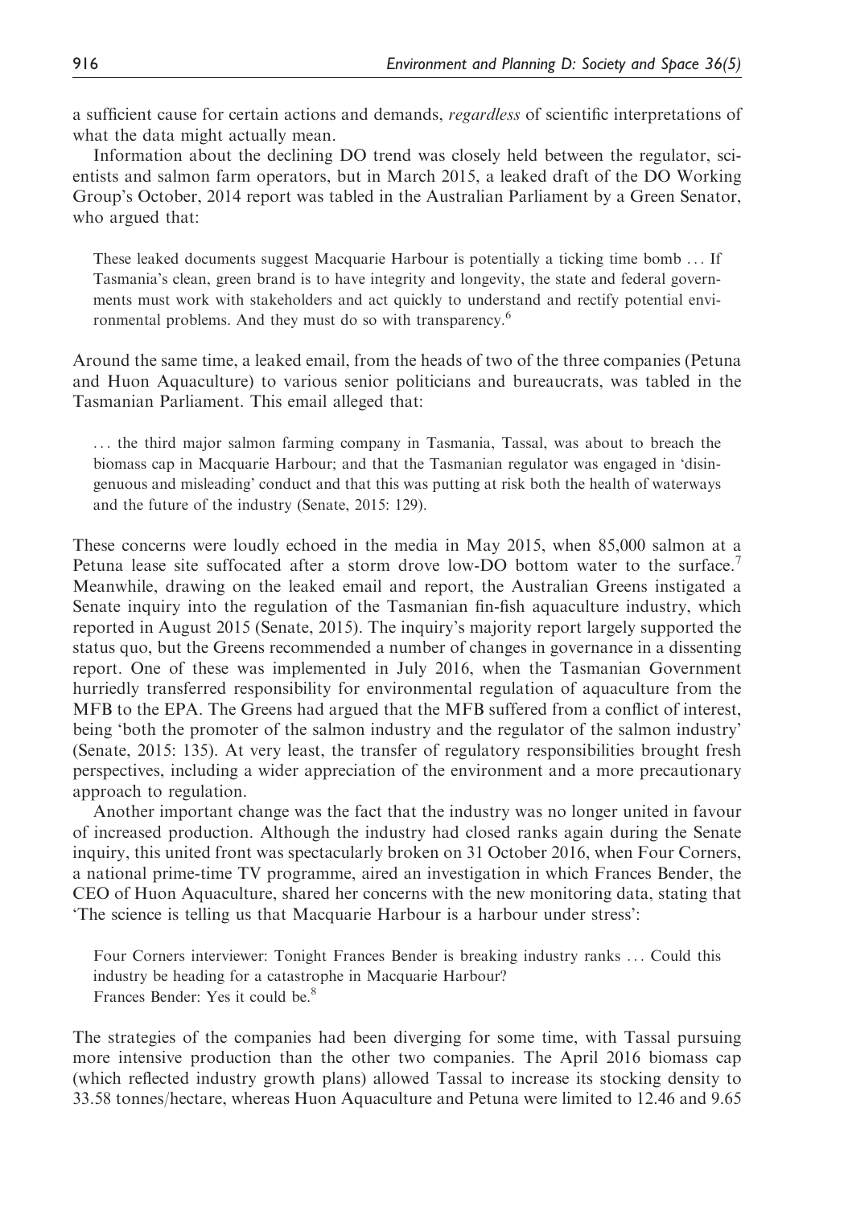a sufficient cause for certain actions and demands, *regardless* of scientific interpretations of what the data might actually mean.

Information about the declining DO trend was closely held between the regulator, scientists and salmon farm operators, but in March 2015, a leaked draft of the DO Working Group's October, 2014 report was tabled in the Australian Parliament by a Green Senator, who argued that:

> These leaked documents suggest Macquarie Harbour is potentially a ticking time bomb ... If Tasmania's clean, green brand is to have integrity and longevity, the state and federal governments must work with stakeholders and act quickly to understand and rectify potential environmental problems. And they must do so with transparency.[6]

Around the same time, a leaked email, from the heads of two of the three companies (Petuna and Huon Aquaculture) to various senior politicians and bureaucrats, was tabled in the Tasmanian Parliament. This email alleged that:

> ... the third major salmon farming company in Tasmania, Tassal, was about to breach the biomass cap in Macquarie Harbour; and that the Tasmanian regulator was engaged in 'disingenuous and misleading' conduct and that this was putting at risk both the health of waterways and the future of the industry (Senate, 2015: 129).

These concerns were loudly echoed in the media in May 2015, when 85,000 salmon at a Petuna lease site suffocated after a storm drove low-DO bottom water to the surface.[7] Meanwhile, drawing on the leaked email and report, the Australian Greens instigated a Senate inquiry into the regulation of the Tasmanian fin-fish aquaculture industry, which reported in August 2015 (Senate, 2015). The inquiry's majority report largely supported the status quo, but the Greens recommended a number of changes in governance in a dissenting report. One of these was implemented in July 2016, when the Tasmanian Government hurriedly transferred responsibility for environmental regulation of aquaculture from the MFB to the EPA. The Greens had argued that the MFB suffered from a conflict of interest, being 'both the promoter of the salmon industry and the regulator of the salmon industry' (Senate, 2015: 135). At very least, the transfer of regulatory responsibilities brought fresh perspectives, including a wider appreciation of the environment and a more precautionary approach to regulation.

Another important change was the fact that the industry was no longer united in favour of increased production. Although the industry had closed ranks again during the Senate inquiry, this united front was spectacularly broken on 31 October 2016, when Four Corners, a national prime-time TV programme, aired an investigation in which Frances Bender, the CEO of Huon Aquaculture, shared her concerns with the new monitoring data, stating that 'The science is telling us that Macquarie Harbour is a harbour under stress':

> Four Corners interviewer: Tonight Frances Bender is breaking industry ranks ... Could this industry be heading for a catastrophe in Macquarie Harbour?
> Frances Bender: Yes it could be.[8]

The strategies of the companies had been diverging for some time, with Tassal pursuing more intensive production than the other two companies. The April 2016 biomass cap (which reflected industry growth plans) allowed Tassal to increase its stocking density to 33.58 tonnes/hectare, whereas Huon Aquaculture and Petuna were limited to 12.46 and 9.65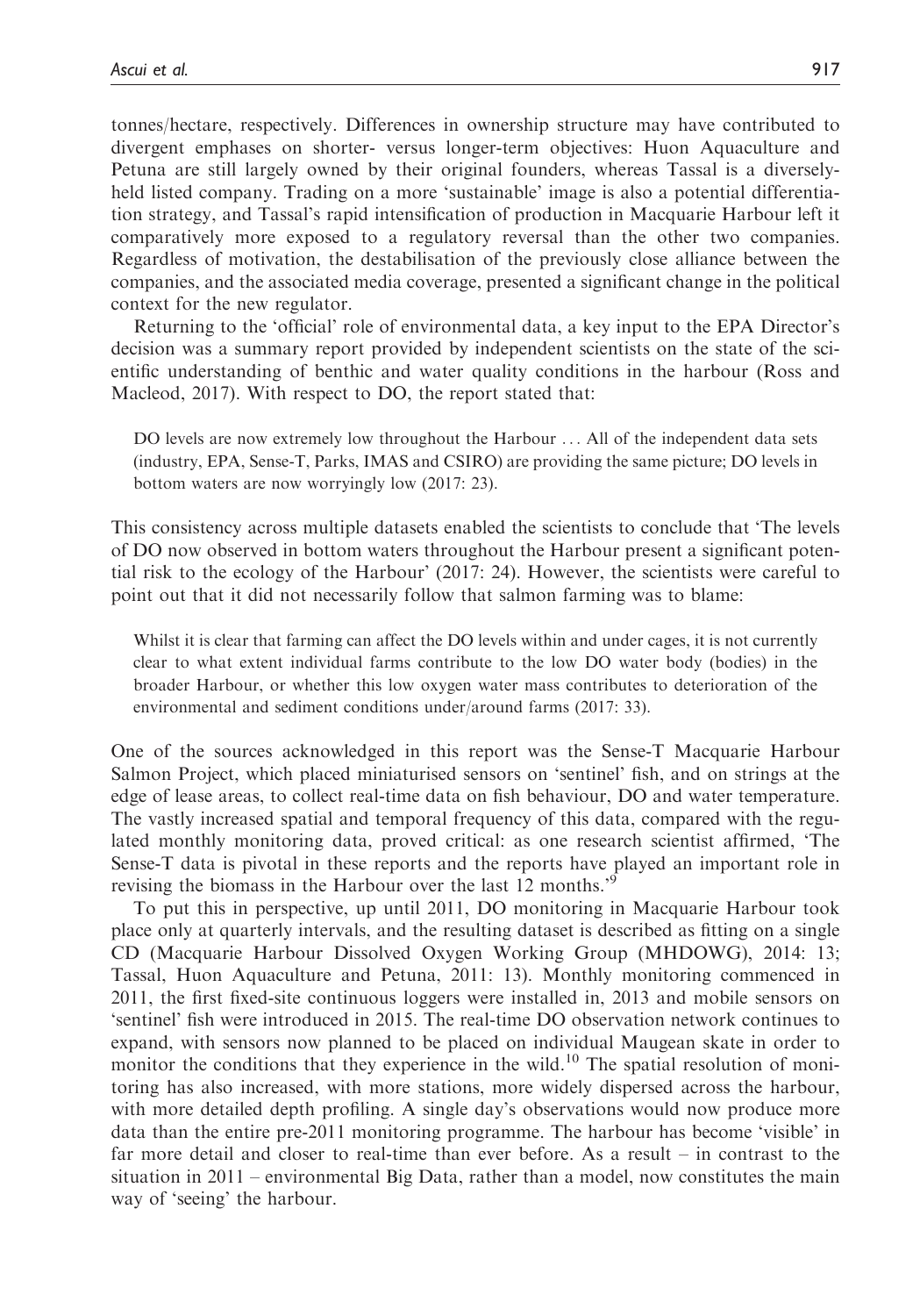tonnes/hectare, respectively. Differences in ownership structure may have contributed to divergent emphases on shorter- versus longer-term objectives: Huon Aquaculture and Petuna are still largely owned by their original founders, whereas Tassal is a diversely-held listed company. Trading on a more 'sustainable' image is also a potential differentiation strategy, and Tassal's rapid intensification of production in Macquarie Harbour left it comparatively more exposed to a regulatory reversal than the other two companies. Regardless of motivation, the destabilisation of the previously close alliance between the companies, and the associated media coverage, presented a significant change in the political context for the new regulator.

Returning to the 'official' role of environmental data, a key input to the EPA Director's decision was a summary report provided by independent scientists on the state of the scientific understanding of benthic and water quality conditions in the harbour (Ross and Macleod, 2017). With respect to DO, the report stated that:

> DO levels are now extremely low throughout the Harbour ... All of the independent data sets (industry, EPA, Sense-T, Parks, IMAS and CSIRO) are providing the same picture; DO levels in bottom waters are now worryingly low (2017: 23).

This consistency across multiple datasets enabled the scientists to conclude that 'The levels of DO now observed in bottom waters throughout the Harbour present a significant potential risk to the ecology of the Harbour' (2017: 24). However, the scientists were careful to point out that it did not necessarily follow that salmon farming was to blame:

> Whilst it is clear that farming can affect the DO levels within and under cages, it is not currently clear to what extent individual farms contribute to the low DO water body (bodies) in the broader Harbour, or whether this low oxygen water mass contributes to deterioration of the environmental and sediment conditions under/around farms (2017: 33).

One of the sources acknowledged in this report was the Sense-T Macquarie Harbour Salmon Project, which placed miniaturised sensors on 'sentinel' fish, and on strings at the edge of lease areas, to collect real-time data on fish behaviour, DO and water temperature. The vastly increased spatial and temporal frequency of this data, compared with the regulated monthly monitoring data, proved critical: as one research scientist affirmed, 'The Sense-T data is pivotal in these reports and the reports have played an important role in revising the biomass in the Harbour over the last 12 months.'[9]

To put this in perspective, up until 2011, DO monitoring in Macquarie Harbour took place only at quarterly intervals, and the resulting dataset is described as fitting on a single CD (Macquarie Harbour Dissolved Oxygen Working Group (MHDOWG), 2014: 13; Tassal, Huon Aquaculture and Petuna, 2011: 13). Monthly monitoring commenced in 2011, the first fixed-site continuous loggers were installed in, 2013 and mobile sensors on 'sentinel' fish were introduced in 2015. The real-time DO observation network continues to expand, with sensors now planned to be placed on individual Maugean skate in order to monitor the conditions that they experience in the wild.[10] The spatial resolution of monitoring has also increased, with more stations, more widely dispersed across the harbour, with more detailed depth profiling. A single day's observations would now produce more data than the entire pre-2011 monitoring programme. The harbour has become 'visible' in far more detail and closer to real-time than ever before. As a result – in contrast to the situation in 2011 – environmental Big Data, rather than a model, now constitutes the main way of 'seeing' the harbour.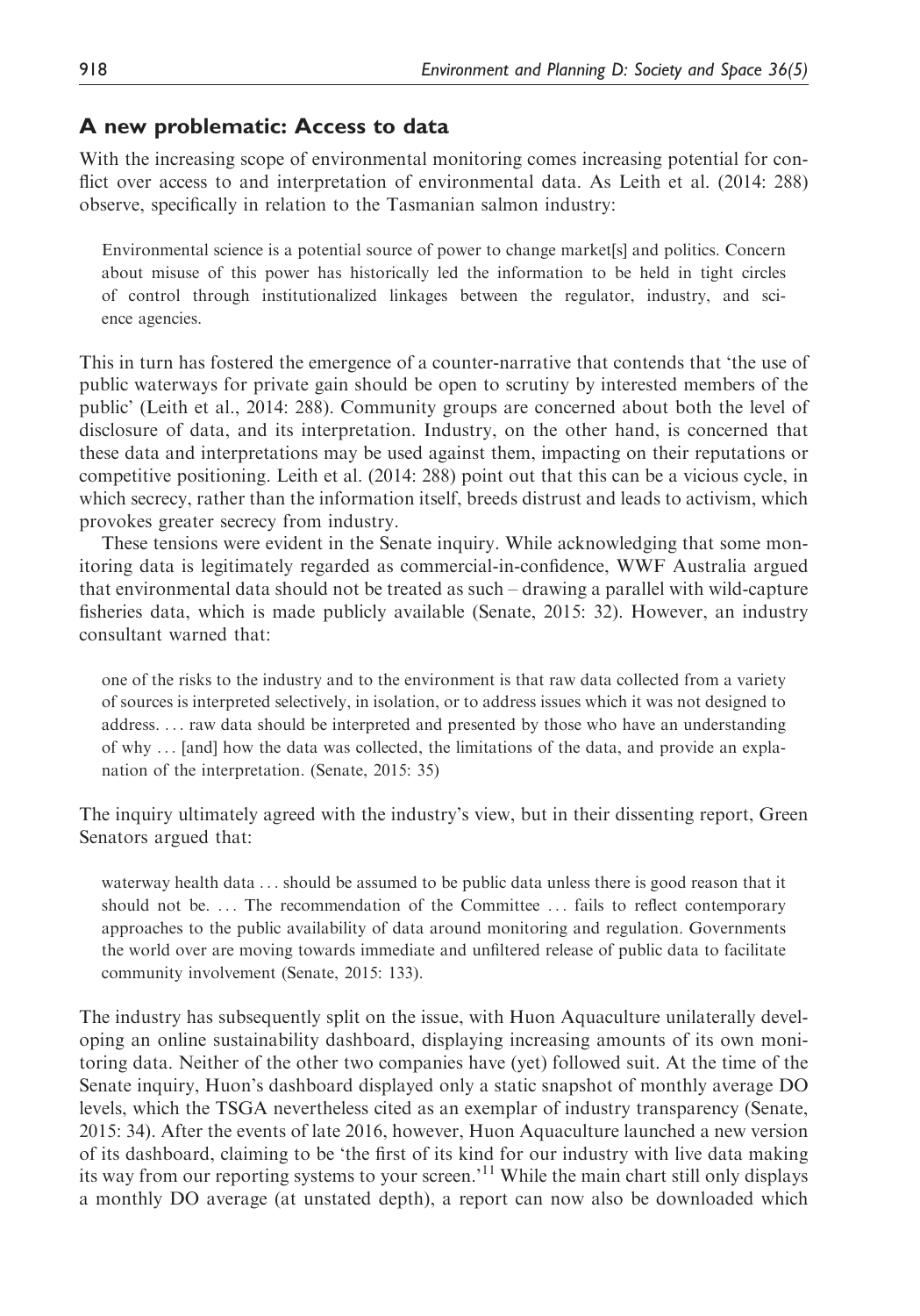## A new problematic: Access to data

With the increasing scope of environmental monitoring comes increasing potential for conflict over access to and interpretation of environmental data. As Leith et al. (2014: 288) observe, specifically in relation to the Tasmanian salmon industry:

> Environmental science is a potential source of power to change market[s] and politics. Concern about misuse of this power has historically led the information to be held in tight circles of control through institutionalized linkages between the regulator, industry, and science agencies.

This in turn has fostered the emergence of a counter-narrative that contends that 'the use of public waterways for private gain should be open to scrutiny by interested members of the public' (Leith et al., 2014: 288). Community groups are concerned about both the level of disclosure of data, and its interpretation. Industry, on the other hand, is concerned that these data and interpretations may be used against them, impacting on their reputations or competitive positioning. Leith et al. (2014: 288) point out that this can be a vicious cycle, in which secrecy, rather than the information itself, breeds distrust and leads to activism, which provokes greater secrecy from industry.

These tensions were evident in the Senate inquiry. While acknowledging that some monitoring data is legitimately regarded as commercial-in-confidence, WWF Australia argued that environmental data should not be treated as such – drawing a parallel with wild-capture fisheries data, which is made publicly available (Senate, 2015: 32). However, an industry consultant warned that:

> one of the risks to the industry and to the environment is that raw data collected from a variety of sources is interpreted selectively, in isolation, or to address issues which it was not designed to address. ... raw data should be interpreted and presented by those who have an understanding of why ... [and] how the data was collected, the limitations of the data, and provide an explanation of the interpretation. (Senate, 2015: 35)

The inquiry ultimately agreed with the industry's view, but in their dissenting report, Green Senators argued that:

> waterway health data ... should be assumed to be public data unless there is good reason that it should not be. ... The recommendation of the Committee ... fails to reflect contemporary approaches to the public availability of data around monitoring and regulation. Governments the world over are moving towards immediate and unfiltered release of public data to facilitate community involvement (Senate, 2015: 133).

The industry has subsequently split on the issue, with Huon Aquaculture unilaterally developing an online sustainability dashboard, displaying increasing amounts of its own monitoring data. Neither of the other two companies have (yet) followed suit. At the time of the Senate inquiry, Huon's dashboard displayed only a static snapshot of monthly average DO levels, which the TSGA nevertheless cited as an exemplar of industry transparency (Senate, 2015: 34). After the events of late 2016, however, Huon Aquaculture launched a new version of its dashboard, claiming to be 'the first of its kind for our industry with live data making its way from our reporting systems to your screen.'[11] While the main chart still only displays a monthly DO average (at unstated depth), a report can now also be downloaded which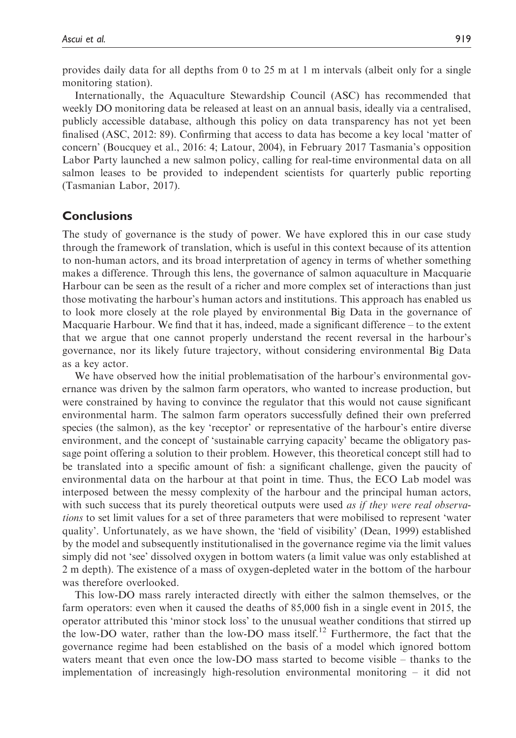provides daily data for all depths from 0 to 25 m at 1 m intervals (albeit only for a single monitoring station).

Internationally, the Aquaculture Stewardship Council (ASC) has recommended that weekly DO monitoring data be released at least on an annual basis, ideally via a centralised, publicly accessible database, although this policy on data transparency has not yet been finalised (ASC, 2012: 89). Confirming that access to data has become a key local 'matter of concern' (Boucquey et al., 2016: 4; Latour, 2004), in February 2017 Tasmania's opposition Labor Party launched a new salmon policy, calling for real-time environmental data on all salmon leases to be provided to independent scientists for quarterly public reporting (Tasmanian Labor, 2017).

## Conclusions

The study of governance is the study of power. We have explored this in our case study through the framework of translation, which is useful in this context because of its attention to non-human actors, and its broad interpretation of agency in terms of whether something makes a difference. Through this lens, the governance of salmon aquaculture in Macquarie Harbour can be seen as the result of a richer and more complex set of interactions than just those motivating the harbour's human actors and institutions. This approach has enabled us to look more closely at the role played by environmental Big Data in the governance of Macquarie Harbour. We find that it has, indeed, made a significant difference – to the extent that we argue that one cannot properly understand the recent reversal in the harbour's governance, nor its likely future trajectory, without considering environmental Big Data as a key actor.

We have observed how the initial problematisation of the harbour's environmental governance was driven by the salmon farm operators, who wanted to increase production, but were constrained by having to convince the regulator that this would not cause significant environmental harm. The salmon farm operators successfully defined their own preferred species (the salmon), as the key 'receptor' or representative of the harbour's entire diverse environment, and the concept of 'sustainable carrying capacity' became the obligatory passage point offering a solution to their problem. However, this theoretical concept still had to be translated into a specific amount of fish: a significant challenge, given the paucity of environmental data on the harbour at that point in time. Thus, the ECO Lab model was interposed between the messy complexity of the harbour and the principal human actors, with such success that its purely theoretical outputs were used *as if they were real observations* to set limit values for a set of three parameters that were mobilised to represent 'water quality'. Unfortunately, as we have shown, the 'field of visibility' (Dean, 1999) established by the model and subsequently institutionalised in the governance regime via the limit values simply did not 'see' dissolved oxygen in bottom waters (a limit value was only established at 2 m depth). The existence of a mass of oxygen-depleted water in the bottom of the harbour was therefore overlooked.

This low-DO mass rarely interacted directly with either the salmon themselves, or the farm operators: even when it caused the deaths of 85,000 fish in a single event in 2015, the operator attributed this 'minor stock loss' to the unusual weather conditions that stirred up the low-DO water, rather than the low-DO mass itself.[12] Furthermore, the fact that the governance regime had been established on the basis of a model which ignored bottom waters meant that even once the low-DO mass started to become visible – thanks to the implementation of increasingly high-resolution environmental monitoring – it did not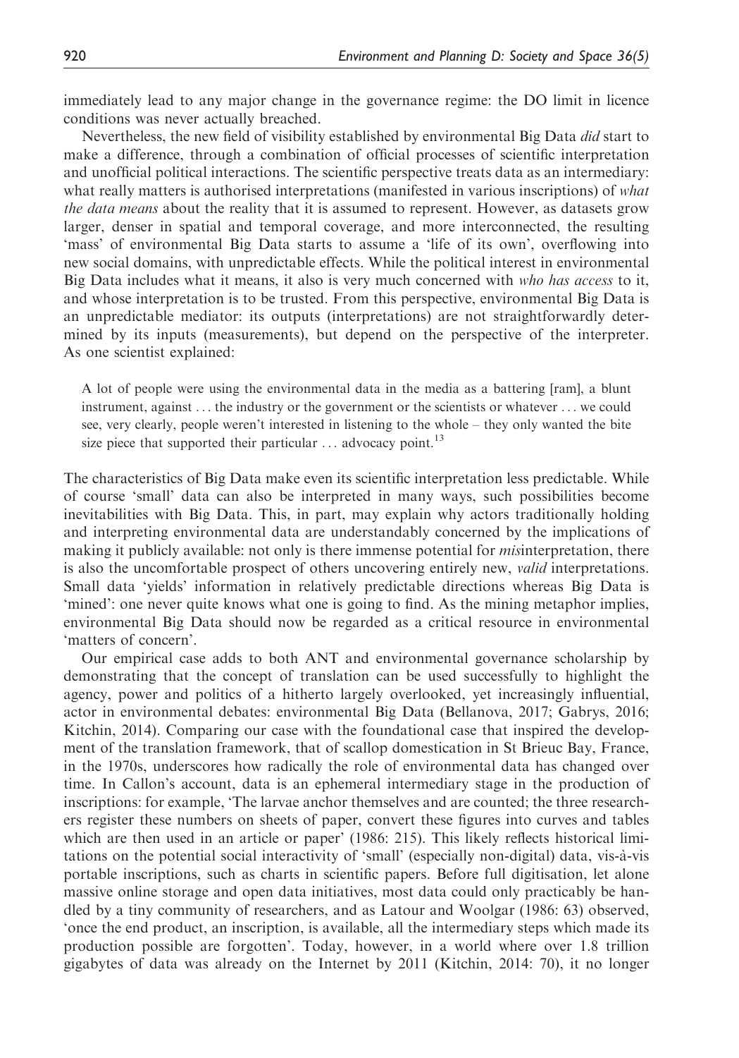immediately lead to any major change in the governance regime: the DO limit in licence conditions was never actually breached.

Nevertheless, the new field of visibility established by environmental Big Data *did* start to make a difference, through a combination of official processes of scientific interpretation and unofficial political interactions. The scientific perspective treats data as an intermediary: what really matters is authorised interpretations (manifested in various inscriptions) of *what the data means* about the reality that it is assumed to represent. However, as datasets grow larger, denser in spatial and temporal coverage, and more interconnected, the resulting 'mass' of environmental Big Data starts to assume a 'life of its own', overflowing into new social domains, with unpredictable effects. While the political interest in environmental Big Data includes what it means, it also is very much concerned with *who has access* to it, and whose interpretation is to be trusted. From this perspective, environmental Big Data is an unpredictable mediator: its outputs (interpretations) are not straightforwardly determined by its inputs (measurements), but depend on the perspective of the interpreter. As one scientist explained:

> A lot of people were using the environmental data in the media as a battering [ram], a blunt instrument, against ... the industry or the government or the scientists or whatever ... we could see, very clearly, people weren't interested in listening to the whole – they only wanted the bite size piece that supported their particular ... advocacy point.[13]

The characteristics of Big Data make even its scientific interpretation less predictable. While of course 'small' data can also be interpreted in many ways, such possibilities become inevitabilities with Big Data. This, in part, may explain why actors traditionally holding and interpreting environmental data are understandably concerned by the implications of making it publicly available: not only is there immense potential for *mis*interpretation, there is also the uncomfortable prospect of others uncovering entirely new, *valid* interpretations. Small data 'yields' information in relatively predictable directions whereas Big Data is 'mined': one never quite knows what one is going to find. As the mining metaphor implies, environmental Big Data should now be regarded as a critical resource in environmental 'matters of concern'.

Our empirical case adds to both ANT and environmental governance scholarship by demonstrating that the concept of translation can be used successfully to highlight the agency, power and politics of a hitherto largely overlooked, yet increasingly influential, actor in environmental debates: environmental Big Data (Bellanova, 2017; Gabrys, 2016; Kitchin, 2014). Comparing our case with the foundational case that inspired the development of the translation framework, that of scallop domestication in St Brieuc Bay, France, in the 1970s, underscores how radically the role of environmental data has changed over time. In Callon's account, data is an ephemeral intermediary stage in the production of inscriptions: for example, 'The larvae anchor themselves and are counted; the three researchers register these numbers on sheets of paper, convert these figures into curves and tables which are then used in an article or paper' (1986: 215). This likely reflects historical limitations on the potential social interactivity of 'small' (especially non-digital) data, vis-à-vis portable inscriptions, such as charts in scientific papers. Before full digitisation, let alone massive online storage and open data initiatives, most data could only practicably be handled by a tiny community of researchers, and as Latour and Woolgar (1986: 63) observed, 'once the end product, an inscription, is available, all the intermediary steps which made its production possible are forgotten'. Today, however, in a world where over 1.8 trillion gigabytes of data was already on the Internet by 2011 (Kitchin, 2014: 70), it no longer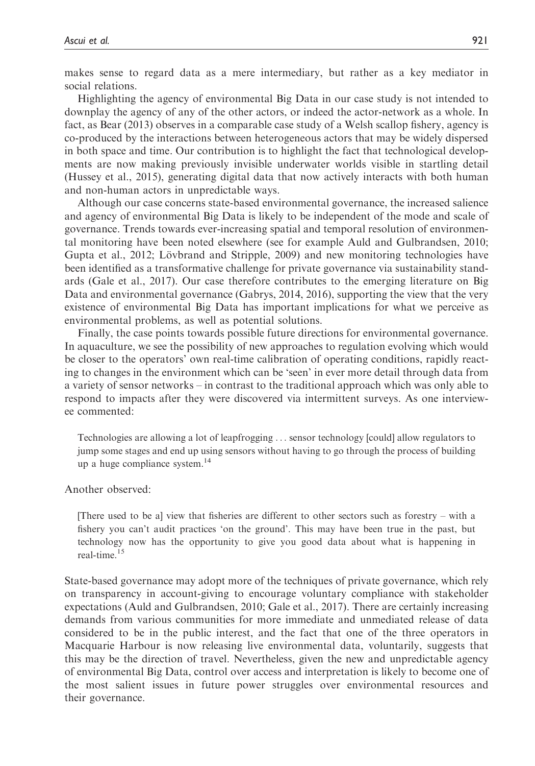makes sense to regard data as a mere intermediary, but rather as a key mediator in social relations.

Highlighting the agency of environmental Big Data in our case study is not intended to downplay the agency of any of the other actors, or indeed the actor-network as a whole. In fact, as Bear (2013) observes in a comparable case study of a Welsh scallop fishery, agency is co-produced by the interactions between heterogeneous actors that may be widely dispersed in both space and time. Our contribution is to highlight the fact that technological developments are now making previously invisible underwater worlds visible in startling detail (Hussey et al., 2015), generating digital data that now actively interacts with both human and non-human actors in unpredictable ways.

Although our case concerns state-based environmental governance, the increased salience and agency of environmental Big Data is likely to be independent of the mode and scale of governance. Trends towards ever-increasing spatial and temporal resolution of environmental monitoring have been noted elsewhere (see for example Auld and Gulbrandsen, 2010; Gupta et al., 2012; Lövbrand and Stripple, 2009) and new monitoring technologies have been identified as a transformative challenge for private governance via sustainability standards (Gale et al., 2017). Our case therefore contributes to the emerging literature on Big Data and environmental governance (Gabrys, 2014, 2016), supporting the view that the very existence of environmental Big Data has important implications for what we perceive as environmental problems, as well as potential solutions.

Finally, the case points towards possible future directions for environmental governance. In aquaculture, we see the possibility of new approaches to regulation evolving which would be closer to the operators' own real-time calibration of operating conditions, rapidly reacting to changes in the environment which can be 'seen' in ever more detail through data from a variety of sensor networks – in contrast to the traditional approach which was only able to respond to impacts after they were discovered via intermittent surveys. As one interviewee commented:

> Technologies are allowing a lot of leapfrogging ... sensor technology [could] allow regulators to jump some stages and end up using sensors without having to go through the process of building up a huge compliance system.[14]

Another observed:

> [There used to be a] view that fisheries are different to other sectors such as forestry – with a fishery you can't audit practices 'on the ground'. This may have been true in the past, but technology now has the opportunity to give you good data about what is happening in real-time.[15]

State-based governance may adopt more of the techniques of private governance, which rely on transparency in account-giving to encourage voluntary compliance with stakeholder expectations (Auld and Gulbrandsen, 2010; Gale et al., 2017). There are certainly increasing demands from various communities for more immediate and unmediated release of data considered to be in the public interest, and the fact that one of the three operators in Macquarie Harbour is now releasing live environmental data, voluntarily, suggests that this may be the direction of travel. Nevertheless, given the new and unpredictable agency of environmental Big Data, control over access and interpretation is likely to become one of the most salient issues in future power struggles over environmental resources and their governance.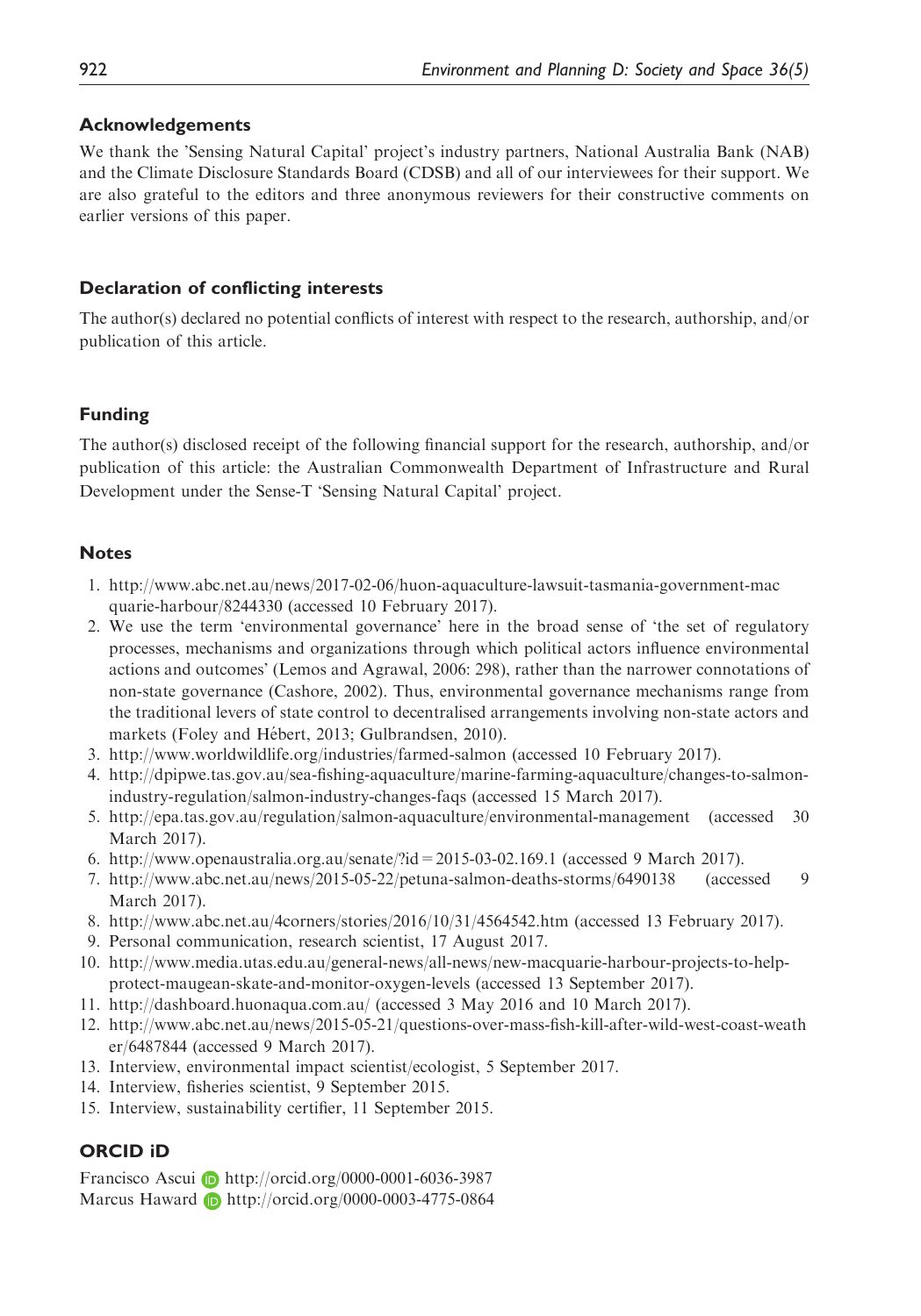## Acknowledgements

We thank the 'Sensing Natural Capital' project's industry partners, National Australia Bank (NAB) and the Climate Disclosure Standards Board (CDSB) and all of our interviewees for their support. We are also grateful to the editors and three anonymous reviewers for their constructive comments on earlier versions of this paper.

## Declaration of conflicting interests

The author(s) declared no potential conflicts of interest with respect to the research, authorship, and/or publication of this article.

## Funding

The author(s) disclosed receipt of the following financial support for the research, authorship, and/or publication of this article: the Australian Commonwealth Department of Infrastructure and Rural Development under the Sense-T 'Sensing Natural Capital' project.

## Notes

1. http://www.abc.net.au/news/2017-02-06/huon-aquaculture-lawsuit-tasmania-government-macquarie-harbour/8244330 (accessed 10 February 2017).
2. We use the term 'environmental governance' here in the broad sense of 'the set of regulatory processes, mechanisms and organizations through which political actors influence environmental actions and outcomes' (Lemos and Agrawal, 2006: 298), rather than the narrower connotations of non-state governance (Cashore, 2002). Thus, environmental governance mechanisms range from the traditional levers of state control to decentralised arrangements involving non-state actors and markets (Foley and Hébert, 2013; Gulbrandsen, 2010).
3. http://www.worldwildlife.org/industries/farmed-salmon (accessed 10 February 2017).
4. http://dpipwe.tas.gov.au/sea-fishing-aquaculture/marine-farming-aquaculture/changes-to-salmon-industry-regulation/salmon-industry-changes-faqs (accessed 15 March 2017).
5. http://epa.tas.gov.au/regulation/salmon-aquaculture/environmental-management (accessed 30 March 2017).
6. http://www.openaustralia.org.au/senate/?id = 2015-03-02.169.1 (accessed 9 March 2017).
7. http://www.abc.net.au/news/2015-05-22/petuna-salmon-deaths-storms/6490138 (accessed 9 March 2017).
8. http://www.abc.net.au/4corners/stories/2016/10/31/4564542.htm (accessed 13 February 2017).
9. Personal communication, research scientist, 17 August 2017.
10. http://www.media.utas.edu.au/general-news/all-news/new-macquarie-harbour-projects-to-help-protect-maugean-skate-and-monitor-oxygen-levels (accessed 13 September 2017).
11. http://dashboard.huonaqua.com.au/ (accessed 3 May 2016 and 10 March 2017).
12. http://www.abc.net.au/news/2015-05-21/questions-over-mass-fish-kill-after-wild-west-coast-weather/6487844 (accessed 9 March 2017).
13. Interview, environmental impact scientist/ecologist, 5 September 2017.
14. Interview, fisheries scientist, 9 September 2015.
15. Interview, sustainability certifier, 11 September 2015.

## ORCID iD

Francisco Ascui http://orcid.org/0000-0001-6036-3987
Marcus Haward http://orcid.org/0000-0003-4775-0864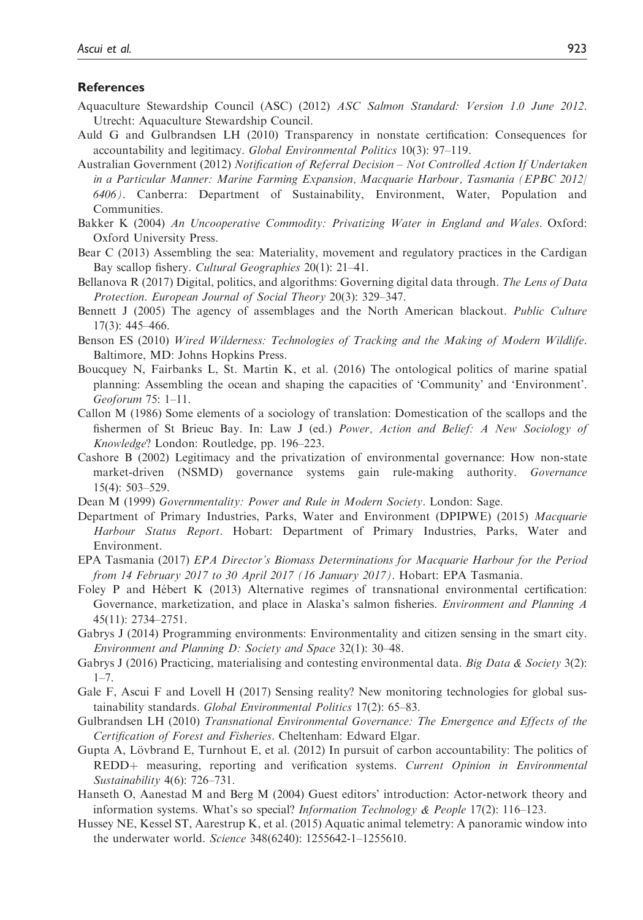## References

Aquaculture Stewardship Council (ASC) (2012) *ASC Salmon Standard: Version 1.0 June 2012*. Utrecht: Aquaculture Stewardship Council.

Auld G and Gulbrandsen LH (2010) Transparency in nonstate certification: Consequences for accountability and legitimacy. *Global Environmental Politics* 10(3): 97–119.

Australian Government (2012) *Notification of Referral Decision – Not Controlled Action If Undertaken in a Particular Manner: Marine Farming Expansion, Macquarie Harbour, Tasmania (EPBC 2012/6406)*. Canberra: Department of Sustainability, Environment, Water, Population and Communities.

Bakker K (2004) *An Uncooperative Commodity: Privatizing Water in England and Wales*. Oxford: Oxford University Press.

Bear C (2013) Assembling the sea: Materiality, movement and regulatory practices in the Cardigan Bay scallop fishery. *Cultural Geographies* 20(1): 21–41.

Bellanova R (2017) Digital, politics, and algorithms: Governing digital data through. *The Lens of Data Protection. European Journal of Social Theory* 20(3): 329–347.

Bennett J (2005) The agency of assemblages and the North American blackout. *Public Culture* 17(3): 445–466.

Benson ES (2010) *Wired Wilderness: Technologies of Tracking and the Making of Modern Wildlife*. Baltimore, MD: Johns Hopkins Press.

Boucquey N, Fairbanks L, St. Martin K, et al. (2016) The ontological politics of marine spatial planning: Assembling the ocean and shaping the capacities of 'Community' and 'Environment'. *Geoforum* 75: 1–11.

Callon M (1986) Some elements of a sociology of translation: Domestication of the scallops and the fishermen of St Brieuc Bay. In: Law J (ed.) *Power, Action and Belief: A New Sociology of Knowledge*? London: Routledge, pp. 196–223.

Cashore B (2002) Legitimacy and the privatization of environmental governance: How non-state market-driven (NSMD) governance systems gain rule-making authority. *Governance* 15(4): 503–529.

Dean M (1999) *Governmentality: Power and Rule in Modern Society*. London: Sage.

Department of Primary Industries, Parks, Water and Environment (DPIPWE) (2015) *Macquarie Harbour Status Report*. Hobart: Department of Primary Industries, Parks, Water and Environment.

EPA Tasmania (2017) *EPA Director's Biomass Determinations for Macquarie Harbour for the Period from 14 February 2017 to 30 April 2017 (16 January 2017)*. Hobart: EPA Tasmania.

Foley P and Hébert K (2013) Alternative regimes of transnational environmental certification: Governance, marketization, and place in Alaska's salmon fisheries. *Environment and Planning A* 45(11): 2734–2751.

Gabrys J (2014) Programming environments: Environmentality and citizen sensing in the smart city. *Environment and Planning D: Society and Space* 32(1): 30–48.

Gabrys J (2016) Practicing, materialising and contesting environmental data. *Big Data & Society* 3(2): 1–7.

Gale F, Ascui F and Lovell H (2017) Sensing reality? New monitoring technologies for global sustainability standards. *Global Environmental Politics* 17(2): 65–83.

Gulbrandsen LH (2010) *Transnational Environmental Governance: The Emergence and Effects of the Certification of Forest and Fisheries*. Cheltenham: Edward Elgar.

Gupta A, Lövbrand E, Turnhout E, et al. (2012) In pursuit of carbon accountability: The politics of REDD+ measuring, reporting and verification systems. *Current Opinion in Environmental Sustainability* 4(6): 726–731.

Hanseth O, Aanestad M and Berg M (2004) Guest editors' introduction: Actor-network theory and information systems. What's so special? *Information Technology & People* 17(2): 116–123.

Hussey NE, Kessel ST, Aarestrup K, et al. (2015) Aquatic animal telemetry: A panoramic window into the underwater world. *Science* 348(6240): 1255642-1–1255610.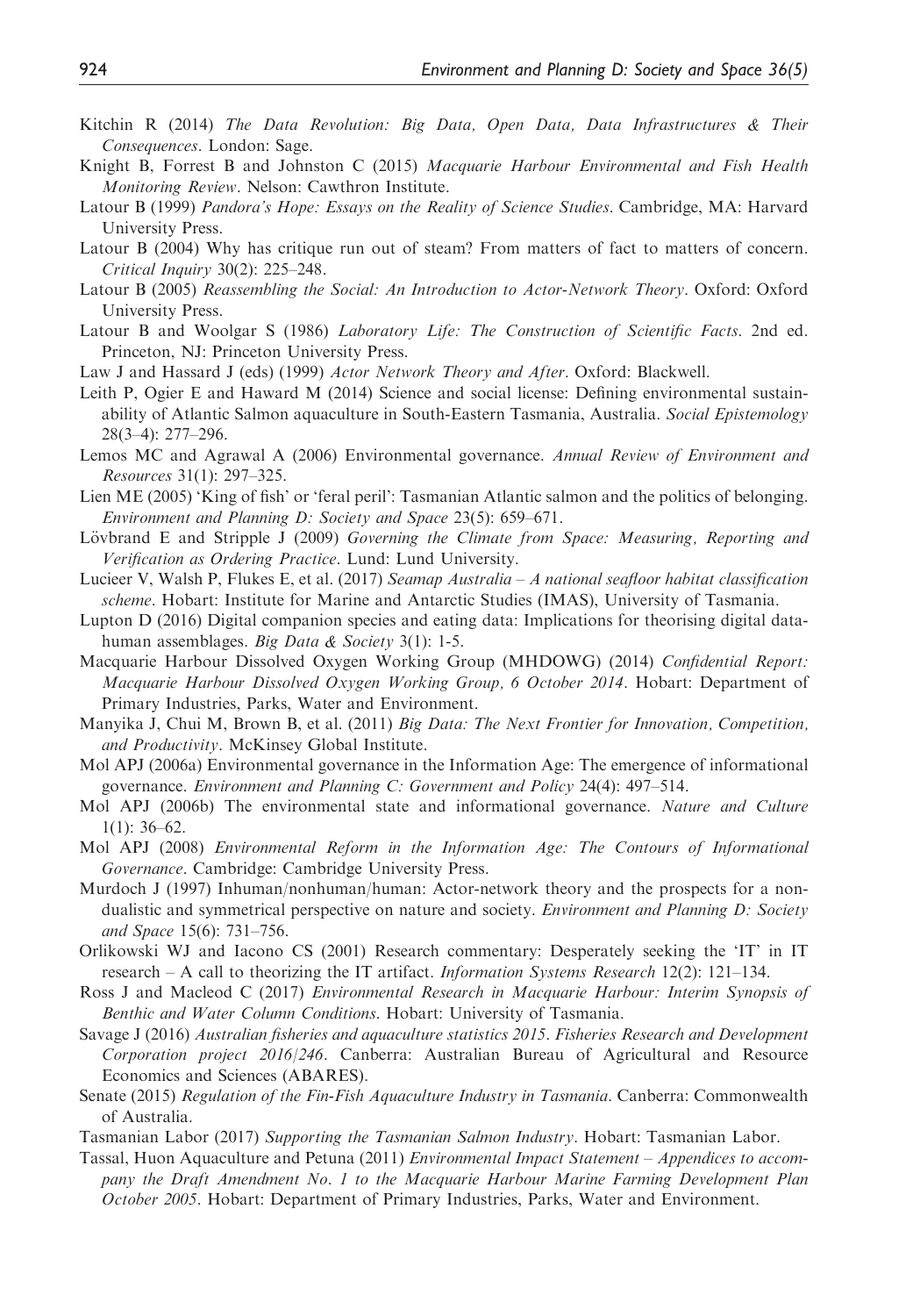Kitchin R (2014) *The Data Revolution: Big Data, Open Data, Data Infrastructures & Their Consequences*. London: Sage.

Knight B, Forrest B and Johnston C (2015) *Macquarie Harbour Environmental and Fish Health Monitoring Review*. Nelson: Cawthron Institute.

Latour B (1999) *Pandora's Hope: Essays on the Reality of Science Studies*. Cambridge, MA: Harvard University Press.

Latour B (2004) Why has critique run out of steam? From matters of fact to matters of concern. *Critical Inquiry* 30(2): 225–248.

Latour B (2005) *Reassembling the Social: An Introduction to Actor-Network Theory*. Oxford: Oxford University Press.

Latour B and Woolgar S (1986) *Laboratory Life: The Construction of Scientific Facts*. 2nd ed. Princeton, NJ: Princeton University Press.

Law J and Hassard J (eds) (1999) *Actor Network Theory and After*. Oxford: Blackwell.

Leith P, Ogier E and Haward M (2014) Science and social license: Defining environmental sustainability of Atlantic Salmon aquaculture in South-Eastern Tasmania, Australia. *Social Epistemology* 28(3–4): 277–296.

Lemos MC and Agrawal A (2006) Environmental governance. *Annual Review of Environment and Resources* 31(1): 297–325.

Lien ME (2005) 'King of fish' or 'feral peril': Tasmanian Atlantic salmon and the politics of belonging. *Environment and Planning D: Society and Space* 23(5): 659–671.

Lövbrand E and Stripple J (2009) *Governing the Climate from Space: Measuring, Reporting and Verification as Ordering Practice*. Lund: Lund University.

Lucieer V, Walsh P, Flukes E, et al. (2017) *Seamap Australia – A national seafloor habitat classification scheme*. Hobart: Institute for Marine and Antarctic Studies (IMAS), University of Tasmania.

Lupton D (2016) Digital companion species and eating data: Implications for theorising digital data-human assemblages. *Big Data & Society* 3(1): 1-5.

Macquarie Harbour Dissolved Oxygen Working Group (MHDOWG) (2014) *Confidential Report: Macquarie Harbour Dissolved Oxygen Working Group, 6 October 2014*. Hobart: Department of Primary Industries, Parks, Water and Environment.

Manyika J, Chui M, Brown B, et al. (2011) *Big Data: The Next Frontier for Innovation, Competition, and Productivity*. McKinsey Global Institute.

Mol APJ (2006a) Environmental governance in the Information Age: The emergence of informational governance. *Environment and Planning C: Government and Policy* 24(4): 497–514.

Mol APJ (2006b) The environmental state and informational governance. *Nature and Culture* 1(1): 36–62.

Mol APJ (2008) *Environmental Reform in the Information Age: The Contours of Informational Governance*. Cambridge: Cambridge University Press.

Murdoch J (1997) Inhuman/nonhuman/human: Actor-network theory and the prospects for a non-dualistic and symmetrical perspective on nature and society. *Environment and Planning D: Society and Space* 15(6): 731–756.

Orlikowski WJ and Iacono CS (2001) Research commentary: Desperately seeking the 'IT' in IT research – A call to theorizing the IT artifact. *Information Systems Research* 12(2): 121–134.

Ross J and Macleod C (2017) *Environmental Research in Macquarie Harbour: Interim Synopsis of Benthic and Water Column Conditions*. Hobart: University of Tasmania.

Savage J (2016) *Australian fisheries and aquaculture statistics 2015. Fisheries Research and Development Corporation project 2016/246*. Canberra: Australian Bureau of Agricultural and Resource Economics and Sciences (ABARES).

Senate (2015) *Regulation of the Fin-Fish Aquaculture Industry in Tasmania*. Canberra: Commonwealth of Australia.

Tasmanian Labor (2017) *Supporting the Tasmanian Salmon Industry*. Hobart: Tasmanian Labor.

Tassal, Huon Aquaculture and Petuna (2011) *Environmental Impact Statement – Appendices to accompany the Draft Amendment No. 1 to the Macquarie Harbour Marine Farming Development Plan October 2005*. Hobart: Department of Primary Industries, Parks, Water and Environment.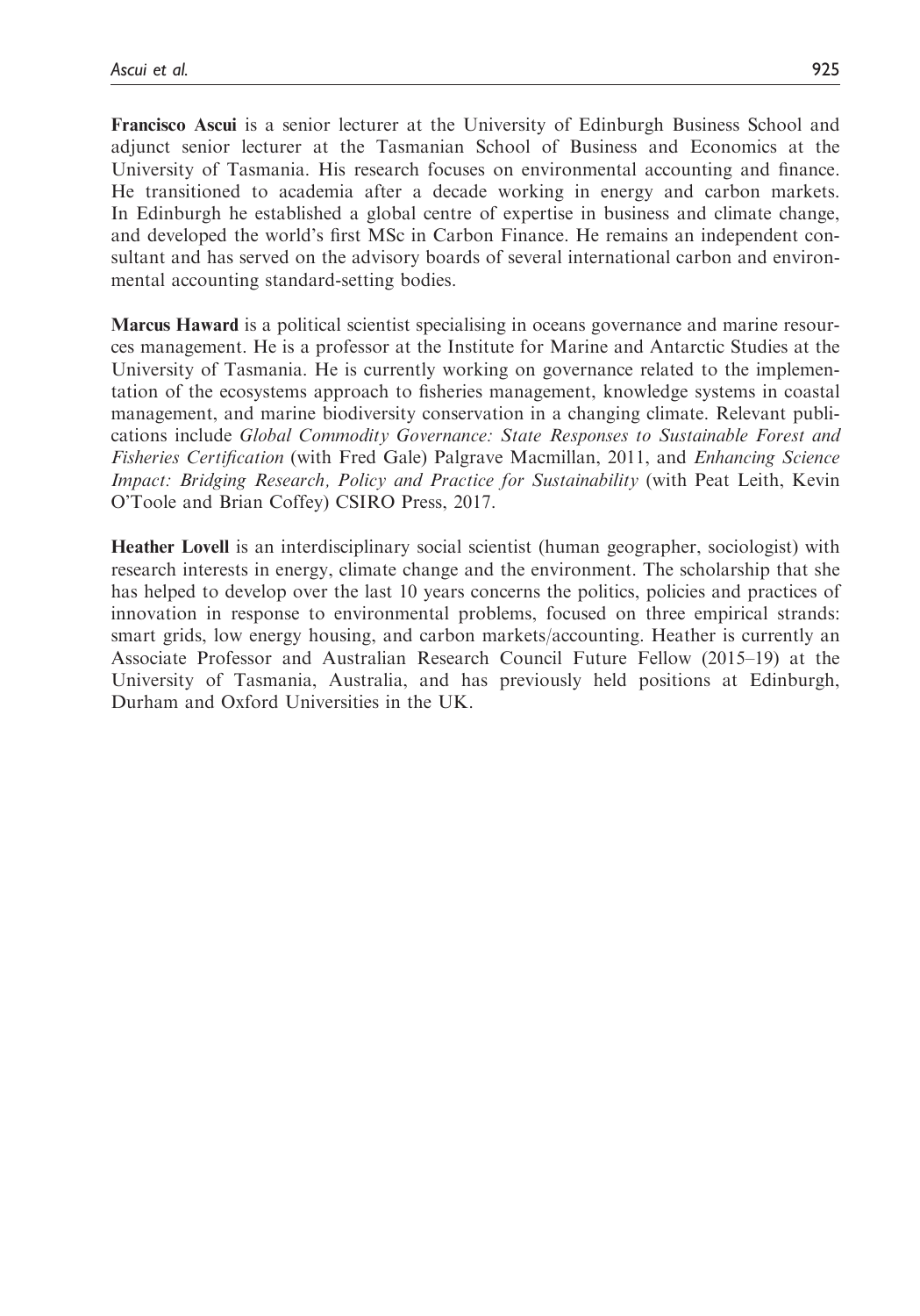**Francisco Ascui** is a senior lecturer at the University of Edinburgh Business School and adjunct senior lecturer at the Tasmanian School of Business and Economics at the University of Tasmania. His research focuses on environmental accounting and finance. He transitioned to academia after a decade working in energy and carbon markets. In Edinburgh he established a global centre of expertise in business and climate change, and developed the world's first MSc in Carbon Finance. He remains an independent consultant and has served on the advisory boards of several international carbon and environmental accounting standard-setting bodies.

**Marcus Haward** is a political scientist specialising in oceans governance and marine resources management. He is a professor at the Institute for Marine and Antarctic Studies at the University of Tasmania. He is currently working on governance related to the implementation of the ecosystems approach to fisheries management, knowledge systems in coastal management, and marine biodiversity conservation in a changing climate. Relevant publications include *Global Commodity Governance: State Responses to Sustainable Forest and Fisheries Certification* (with Fred Gale) Palgrave Macmillan, 2011, and *Enhancing Science Impact: Bridging Research, Policy and Practice for Sustainability* (with Peat Leith, Kevin O'Toole and Brian Coffey) CSIRO Press, 2017.

**Heather Lovell** is an interdisciplinary social scientist (human geographer, sociologist) with research interests in energy, climate change and the environment. The scholarship that she has helped to develop over the last 10 years concerns the politics, policies and practices of innovation in response to environmental problems, focused on three empirical strands: smart grids, low energy housing, and carbon markets/accounting. Heather is currently an Associate Professor and Australian Research Council Future Fellow (2015–19) at the University of Tasmania, Australia, and has previously held positions at Edinburgh, Durham and Oxford Universities in the UK.